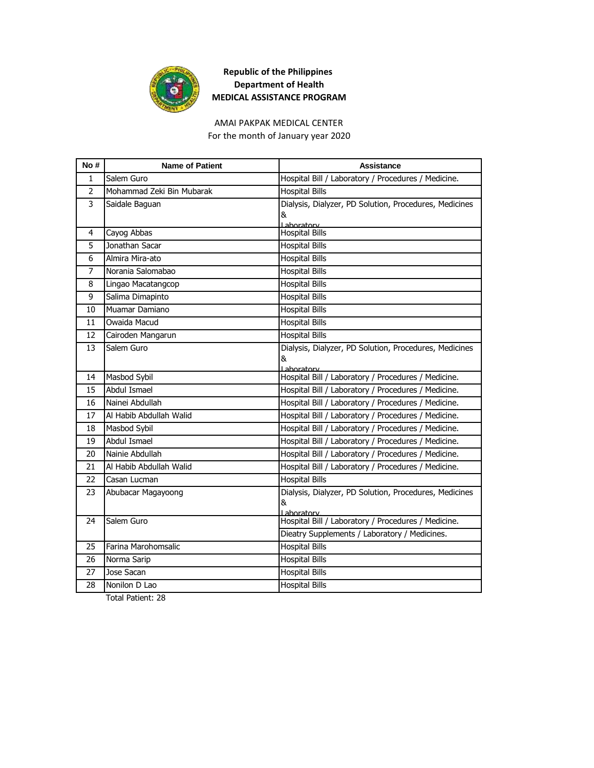**Republic of the Philippines**
**Department of Health**
**MEDICAL ASSISTANCE PROGRAM**

AMAI PAKPAK MEDICAL CENTER
For the month of January year 2020

| No # | Name of Patient | Assistance |
|---|---|---|
| 1 | Salem Guro | Hospital Bill / Laboratory / Procedures / Medicine. |
| 2 | Mohammad Zeki Bin Mubarak | Hospital Bills |
| 3 | Saidale Baguan | Dialysis, Dialyzer, PD Solution, Procedures, Medicines & Laboratory |
| 4 | Cayog Abbas | Hospital Bills |
| 5 | Jonathan Sacar | Hospital Bills |
| 6 | Almira Mira-ato | Hospital Bills |
| 7 | Norania Salomabao | Hospital Bills |
| 8 | Lingao Macatangcop | Hospital Bills |
| 9 | Salima Dimapinto | Hospital Bills |
| 10 | Muamar Damiano | Hospital Bills |
| 11 | Owaida Macud | Hospital Bills |
| 12 | Cairoden Mangarun | Hospital Bills |
| 13 | Salem Guro | Dialysis, Dialyzer, PD Solution, Procedures, Medicines & Laboratory |
| 14 | Masbod Sybil | Hospital Bill / Laboratory / Procedures / Medicine. |
| 15 | Abdul Ismael | Hospital Bill / Laboratory / Procedures / Medicine. |
| 16 | Nainei Abdullah | Hospital Bill / Laboratory / Procedures / Medicine. |
| 17 | Al Habib Abdullah Walid | Hospital Bill / Laboratory / Procedures / Medicine. |
| 18 | Masbod Sybil | Hospital Bill / Laboratory / Procedures / Medicine. |
| 19 | Abdul Ismael | Hospital Bill / Laboratory / Procedures / Medicine. |
| 20 | Nainie Abdullah | Hospital Bill / Laboratory / Procedures / Medicine. |
| 21 | Al Habib Abdullah Walid | Hospital Bill / Laboratory / Procedures / Medicine. |
| 22 | Casan Lucman | Hospital Bills |
| 23 | Abubacar Magayoong | Dialysis, Dialyzer, PD Solution, Procedures, Medicines & Laboratory |
| 24 | Salem Guro | Hospital Bill / Laboratory / Procedures / Medicine. |
| | | Dieatry Supplements / Laboratory / Medicines. |
| 25 | Farina Marohomsalic | Hospital Bills |
| 26 | Norma Sarip | Hospital Bills |
| 27 | Jose Sacan | Hospital Bills |
| 28 | Nonilon D Lao | Hospital Bills |

Total Patient: 28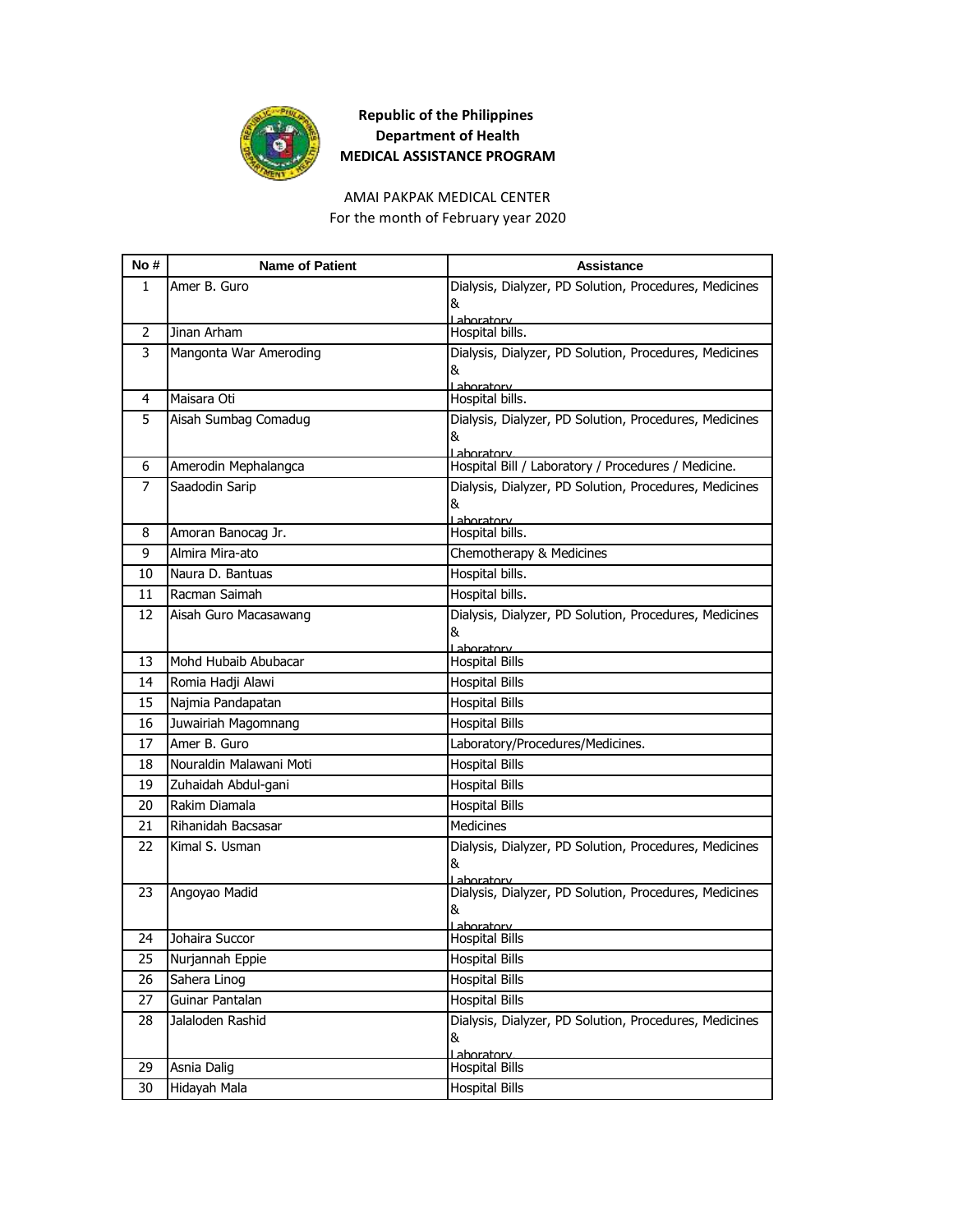**Republic of the Philippines**
**Department of Health**
**MEDICAL ASSISTANCE PROGRAM**

AMAI PAKPAK MEDICAL CENTER
For the month of February year 2020

| No # | Name of Patient | Assistance |
|---|---|---|
| 1 | Amer B. Guro | Dialysis, Dialyzer, PD Solution, Procedures, Medicines & Laboratory |
| 2 | Jinan Arham | Hospital bills. |
| 3 | Mangonta War Ameroding | Dialysis, Dialyzer, PD Solution, Procedures, Medicines & Laboratory |
| 4 | Maisara Oti | Hospital bills. |
| 5 | Aisah Sumbag Comadug | Dialysis, Dialyzer, PD Solution, Procedures, Medicines & Laboratory |
| 6 | Amerodin Mephalangca | Hospital Bill / Laboratory / Procedures / Medicine. |
| 7 | Saadodin Sarip | Dialysis, Dialyzer, PD Solution, Procedures, Medicines & Laboratory |
| 8 | Amoran Banocag Jr. | Hospital bills. |
| 9 | Almira Mira-ato | Chemotherapy & Medicines |
| 10 | Naura D. Bantuas | Hospital bills. |
| 11 | Racman Saimah | Hospital bills. |
| 12 | Aisah Guro Macasawang | Dialysis, Dialyzer, PD Solution, Procedures, Medicines & Laboratory |
| 13 | Mohd Hubaib Abubacar | Hospital Bills |
| 14 | Romia Hadji Alawi | Hospital Bills |
| 15 | Najmia Pandapatan | Hospital Bills |
| 16 | Juwairiah Magomnang | Hospital Bills |
| 17 | Amer B. Guro | Laboratory/Procedures/Medicines. |
| 18 | Nouraldin Malawani Moti | Hospital Bills |
| 19 | Zuhaidah Abdul-gani | Hospital Bills |
| 20 | Rakim Diamala | Hospital Bills |
| 21 | Rihanidah Bacsasar | Medicines |
| 22 | Kimal S. Usman | Dialysis, Dialyzer, PD Solution, Procedures, Medicines & Laboratory |
| 23 | Angoyao Madid | Dialysis, Dialyzer, PD Solution, Procedures, Medicines & Laboratory |
| 24 | Johaira Succor | Hospital Bills |
| 25 | Nurjannah Eppie | Hospital Bills |
| 26 | Sahera Linog | Hospital Bills |
| 27 | Guinar Pantalan | Hospital Bills |
| 28 | Jalaloden Rashid | Dialysis, Dialyzer, PD Solution, Procedures, Medicines & Laboratory |
| 29 | Asnia Dalig | Hospital Bills |
| 30 | Hidayah Mala | Hospital Bills |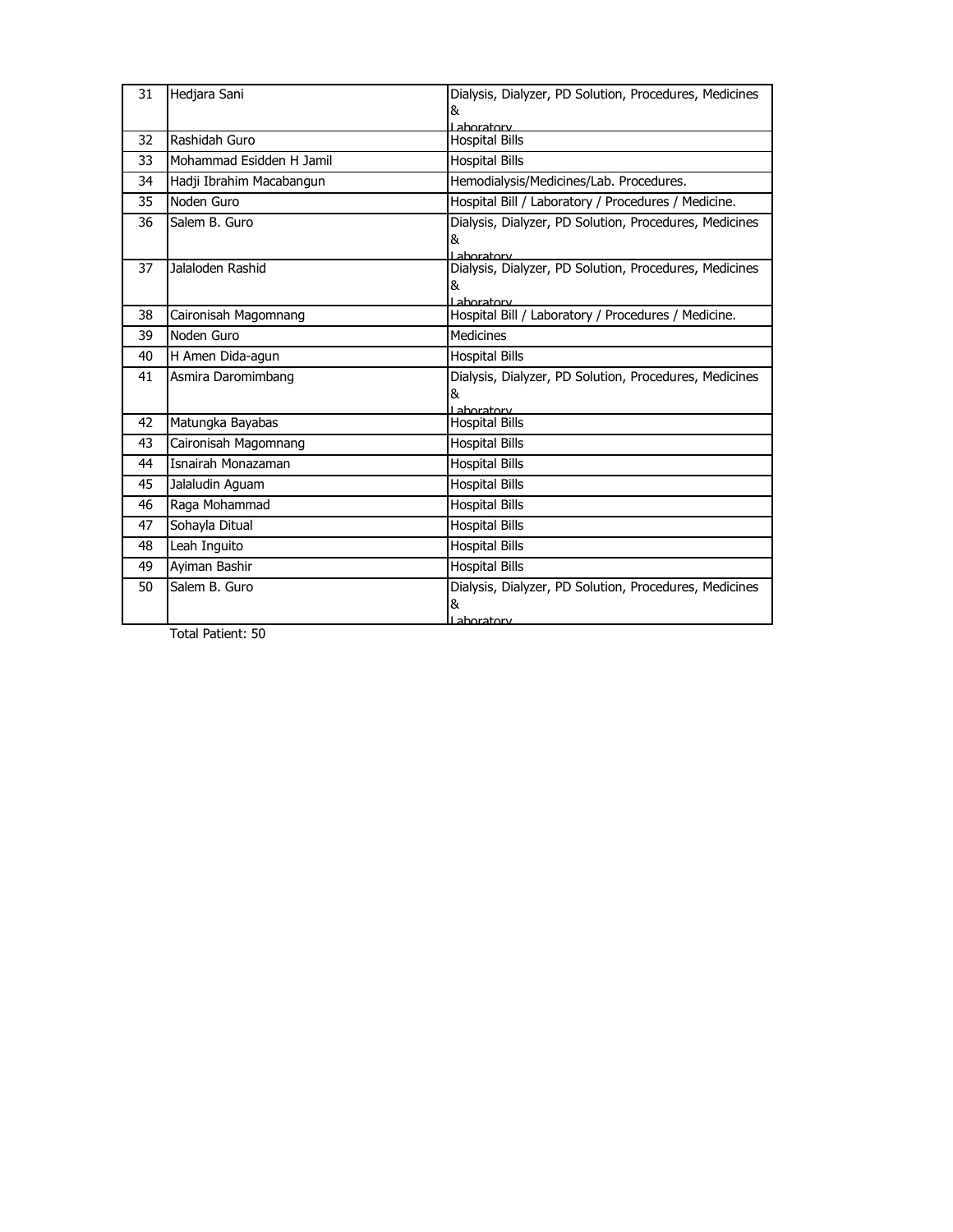| 31 | Hedjara Sani | Dialysis, Dialyzer, PD Solution, Procedures, Medicines & Laboratory |
|---|---|---|
| 32 | Rashidah Guro | Hospital Bills |
| 33 | Mohammad Esidden H Jamil | Hospital Bills |
| 34 | Hadji Ibrahim Macabangun | Hemodialysis/Medicines/Lab. Procedures. |
| 35 | Noden Guro | Hospital Bill / Laboratory / Procedures / Medicine. |
| 36 | Salem B. Guro | Dialysis, Dialyzer, PD Solution, Procedures, Medicines & Laboratory |
| 37 | Jalaloden Rashid | Dialysis, Dialyzer, PD Solution, Procedures, Medicines & Laboratory |
| 38 | Caironisah Magomnang | Hospital Bill / Laboratory / Procedures / Medicine. |
| 39 | Noden Guro | Medicines |
| 40 | H Amen Dida-agun | Hospital Bills |
| 41 | Asmira Daromimbang | Dialysis, Dialyzer, PD Solution, Procedures, Medicines & Laboratory |
| 42 | Matungka Bayabas | Hospital Bills |
| 43 | Caironisah Magomnang | Hospital Bills |
| 44 | Isnairah Monazaman | Hospital Bills |
| 45 | Jalaludin Aguam | Hospital Bills |
| 46 | Raga Mohammad | Hospital Bills |
| 47 | Sohayla Ditual | Hospital Bills |
| 48 | Leah Inguito | Hospital Bills |
| 49 | Ayiman Bashir | Hospital Bills |
| 50 | Salem B. Guro | Dialysis, Dialyzer, PD Solution, Procedures, Medicines & Laboratory |

Total Patient: 50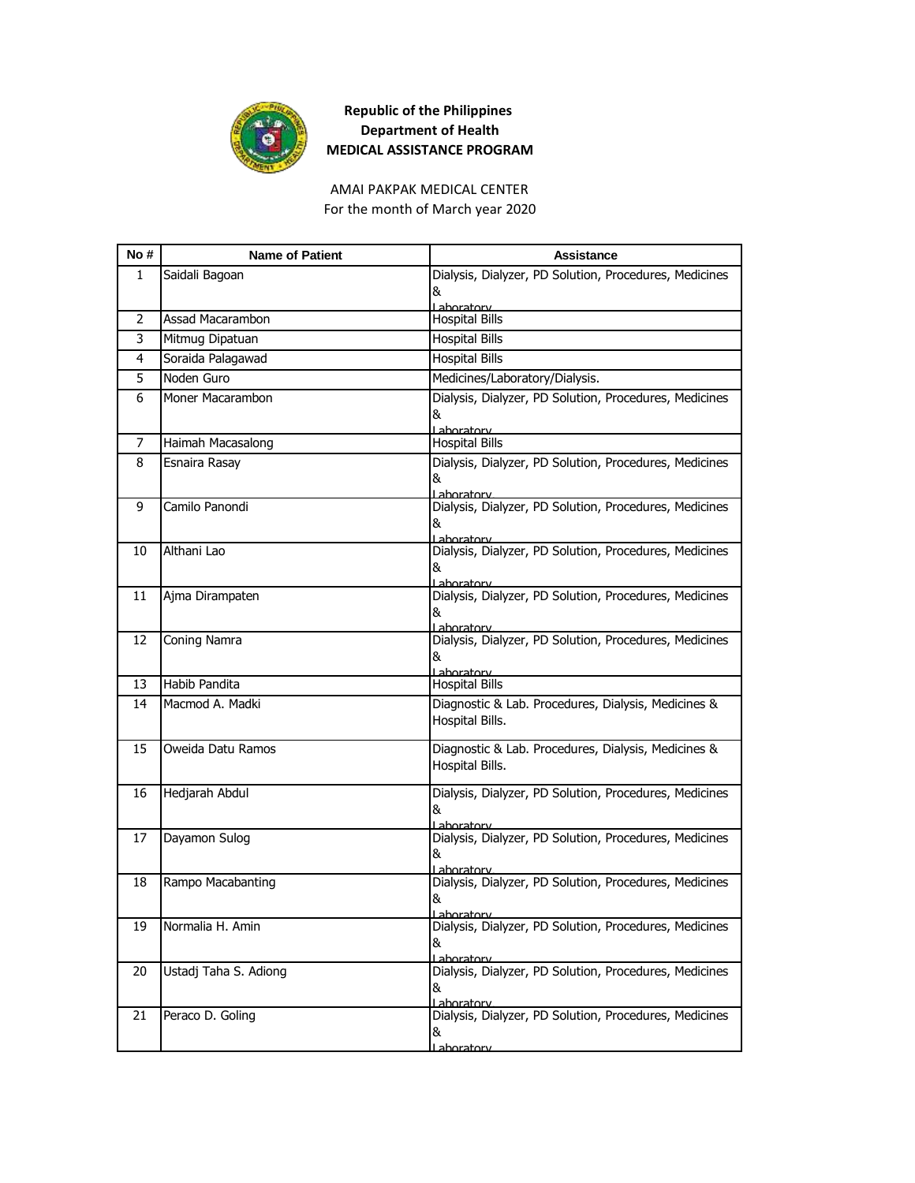**Republic of the Philippines**
**Department of Health**
**MEDICAL ASSISTANCE PROGRAM**

AMAI PAKPAK MEDICAL CENTER
For the month of March year 2020

| No # | Name of Patient | Assistance |
|---|---|---|
| 1 | Saidali Bagoan | Dialysis, Dialyzer, PD Solution, Procedures, Medicines & Laboratory |
| 2 | Assad Macarambon | Hospital Bills |
| 3 | Mitmug Dipatuan | Hospital Bills |
| 4 | Soraida Palagawad | Hospital Bills |
| 5 | Noden Guro | Medicines/Laboratory/Dialysis. |
| 6 | Moner Macarambon | Dialysis, Dialyzer, PD Solution, Procedures, Medicines & Laboratory |
| 7 | Haimah Macasalong | Hospital Bills |
| 8 | Esnaira Rasay | Dialysis, Dialyzer, PD Solution, Procedures, Medicines & Laboratory |
| 9 | Camilo Panondi | Dialysis, Dialyzer, PD Solution, Procedures, Medicines & Laboratory |
| 10 | Althani Lao | Dialysis, Dialyzer, PD Solution, Procedures, Medicines & Laboratory |
| 11 | Ajma Dirampaten | Dialysis, Dialyzer, PD Solution, Procedures, Medicines & Laboratory |
| 12 | Coning Namra | Dialysis, Dialyzer, PD Solution, Procedures, Medicines & Laboratory |
| 13 | Habib Pandita | Hospital Bills |
| 14 | Macmod A. Madki | Diagnostic & Lab. Procedures, Dialysis, Medicines & Hospital Bills. |
| 15 | Oweida Datu Ramos | Diagnostic & Lab. Procedures, Dialysis, Medicines & Hospital Bills. |
| 16 | Hedjarah Abdul | Dialysis, Dialyzer, PD Solution, Procedures, Medicines & Laboratory |
| 17 | Dayamon Sulog | Dialysis, Dialyzer, PD Solution, Procedures, Medicines & Laboratory |
| 18 | Rampo Macabanting | Dialysis, Dialyzer, PD Solution, Procedures, Medicines & Laboratory |
| 19 | Normalia H. Amin | Dialysis, Dialyzer, PD Solution, Procedures, Medicines & Laboratory |
| 20 | Ustadj Taha S. Adiong | Dialysis, Dialyzer, PD Solution, Procedures, Medicines & Laboratory |
| 21 | Peraco D. Goling | Dialysis, Dialyzer, PD Solution, Procedures, Medicines & Laboratory |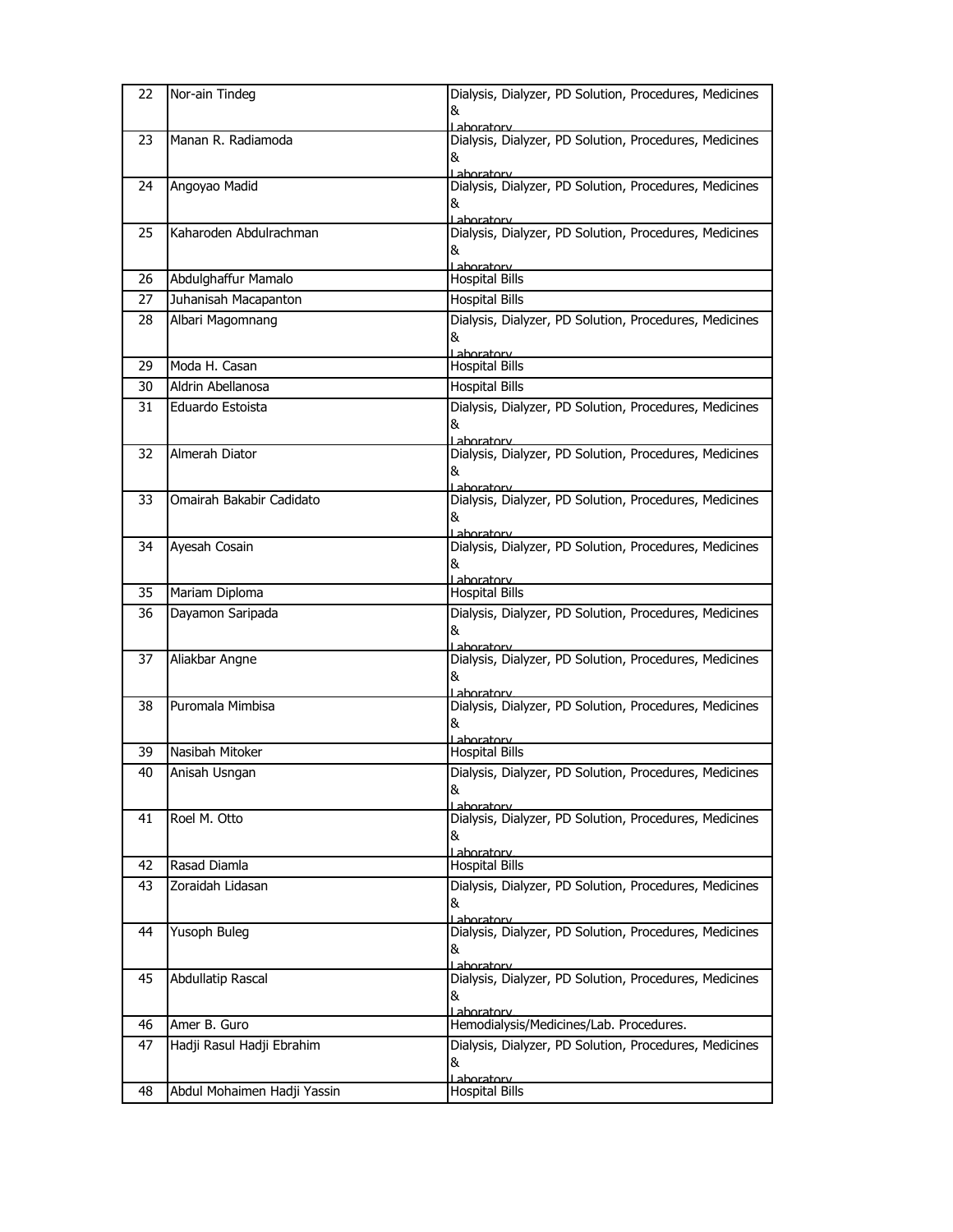| 22 | Nor-ain Tindeg | Dialysis, Dialyzer, PD Solution, Procedures, Medicines & Laboratory |
|---|---|---|
| 23 | Manan R. Radiamoda | Dialysis, Dialyzer, PD Solution, Procedures, Medicines & Laboratory |
| 24 | Angoyao Madid | Dialysis, Dialyzer, PD Solution, Procedures, Medicines & Laboratory |
| 25 | Kaharoden Abdulrachman | Dialysis, Dialyzer, PD Solution, Procedures, Medicines & Laboratory |
| 26 | Abdulghaffur Mamalo | Hospital Bills |
| 27 | Juhanisah Macapanton | Hospital Bills |
| 28 | Albari Magomnang | Dialysis, Dialyzer, PD Solution, Procedures, Medicines & Laboratory |
| 29 | Moda H. Casan | Hospital Bills |
| 30 | Aldrin Abellanosa | Hospital Bills |
| 31 | Eduardo Estoista | Dialysis, Dialyzer, PD Solution, Procedures, Medicines & Laboratory |
| 32 | Almerah Diator | Dialysis, Dialyzer, PD Solution, Procedures, Medicines & Laboratory |
| 33 | Omairah Bakabir Cadidato | Dialysis, Dialyzer, PD Solution, Procedures, Medicines & Laboratory |
| 34 | Ayesah Cosain | Dialysis, Dialyzer, PD Solution, Procedures, Medicines & Laboratory |
| 35 | Mariam Diploma | Hospital Bills |
| 36 | Dayamon Saripada | Dialysis, Dialyzer, PD Solution, Procedures, Medicines & Laboratory |
| 37 | Aliakbar Angne | Dialysis, Dialyzer, PD Solution, Procedures, Medicines & Laboratory |
| 38 | Puromala Mimbisa | Dialysis, Dialyzer, PD Solution, Procedures, Medicines & Laboratory |
| 39 | Nasibah Mitoker | Hospital Bills |
| 40 | Anisah Usngan | Dialysis, Dialyzer, PD Solution, Procedures, Medicines & Laboratory |
| 41 | Roel M. Otto | Dialysis, Dialyzer, PD Solution, Procedures, Medicines & Laboratory |
| 42 | Rasad Diamla | Hospital Bills |
| 43 | Zoraidah Lidasan | Dialysis, Dialyzer, PD Solution, Procedures, Medicines & Laboratory |
| 44 | Yusoph Buleg | Dialysis, Dialyzer, PD Solution, Procedures, Medicines & Laboratory |
| 45 | Abdullatip Rascal | Dialysis, Dialyzer, PD Solution, Procedures, Medicines & Laboratory |
| 46 | Amer B. Guro | Hemodialysis/Medicines/Lab. Procedures. |
| 47 | Hadji Rasul Hadji Ebrahim | Dialysis, Dialyzer, PD Solution, Procedures, Medicines & Laboratory |
| 48 | Abdul Mohaimen Hadji Yassin | Hospital Bills |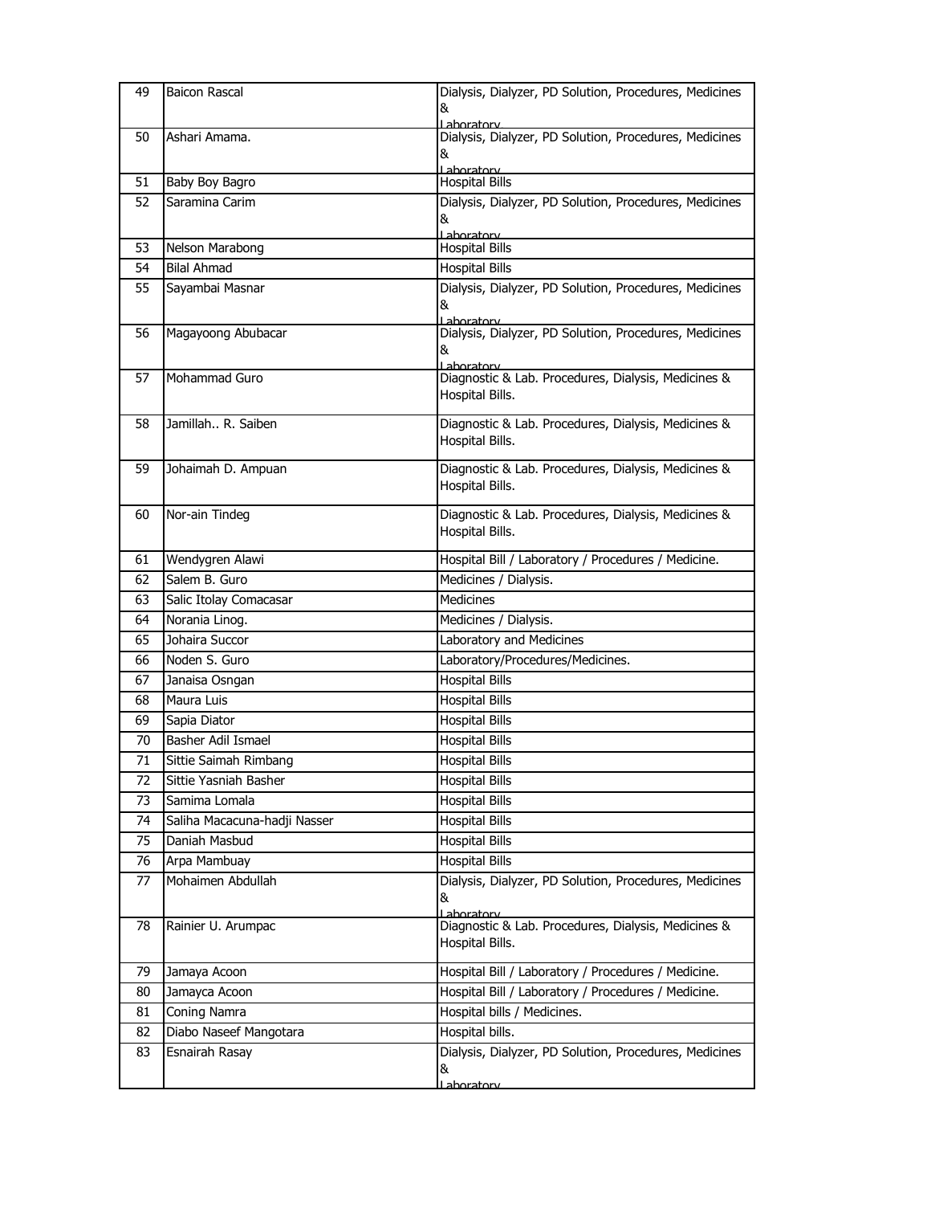| 49 | Baicon Rascal | Dialysis, Dialyzer, PD Solution, Procedures, Medicines & Laboratory |
|---|---|---|
| 50 | Ashari Amama. | Dialysis, Dialyzer, PD Solution, Procedures, Medicines & Laboratory |
| 51 | Baby Boy Bagro | Hospital Bills |
| 52 | Saramina Carim | Dialysis, Dialyzer, PD Solution, Procedures, Medicines & Laboratory |
| 53 | Nelson Marabong | Hospital Bills |
| 54 | Bilal Ahmad | Hospital Bills |
| 55 | Sayambai Masnar | Dialysis, Dialyzer, PD Solution, Procedures, Medicines & Laboratory |
| 56 | Magayoong Abubacar | Dialysis, Dialyzer, PD Solution, Procedures, Medicines & Laboratory |
| 57 | Mohammad Guro | Diagnostic & Lab. Procedures, Dialysis, Medicines & Hospital Bills. |
| 58 | Jamillah.. R. Saiben | Diagnostic & Lab. Procedures, Dialysis, Medicines & Hospital Bills. |
| 59 | Johaimah D. Ampuan | Diagnostic & Lab. Procedures, Dialysis, Medicines & Hospital Bills. |
| 60 | Nor-ain Tindeg | Diagnostic & Lab. Procedures, Dialysis, Medicines & Hospital Bills. |
| 61 | Wendygren Alawi | Hospital Bill / Laboratory / Procedures / Medicine. |
| 62 | Salem B. Guro | Medicines / Dialysis. |
| 63 | Salic Itolay Comacasar | Medicines |
| 64 | Norania Linog. | Medicines / Dialysis. |
| 65 | Johaira Succor | Laboratory and Medicines |
| 66 | Noden S. Guro | Laboratory/Procedures/Medicines. |
| 67 | Janaisa Osngan | Hospital Bills |
| 68 | Maura Luis | Hospital Bills |
| 69 | Sapia Diator | Hospital Bills |
| 70 | Basher Adil Ismael | Hospital Bills |
| 71 | Sittie Saimah Rimbang | Hospital Bills |
| 72 | Sittie Yasniah Basher | Hospital Bills |
| 73 | Samima Lomala | Hospital Bills |
| 74 | Saliha Macacuna-hadji Nasser | Hospital Bills |
| 75 | Daniah Masbud | Hospital Bills |
| 76 | Arpa Mambuay | Hospital Bills |
| 77 | Mohaimen Abdullah | Dialysis, Dialyzer, PD Solution, Procedures, Medicines & Laboratory |
| 78 | Rainier U. Arumpac | Diagnostic & Lab. Procedures, Dialysis, Medicines & Hospital Bills. |
| 79 | Jamaya Acoon | Hospital Bill / Laboratory / Procedures / Medicine. |
| 80 | Jamayca Acoon | Hospital Bill / Laboratory / Procedures / Medicine. |
| 81 | Coning Namra | Hospital bills / Medicines. |
| 82 | Diabo Naseef Mangotara | Hospital bills. |
| 83 | Esnairah Rasay | Dialysis, Dialyzer, PD Solution, Procedures, Medicines & Laboratory |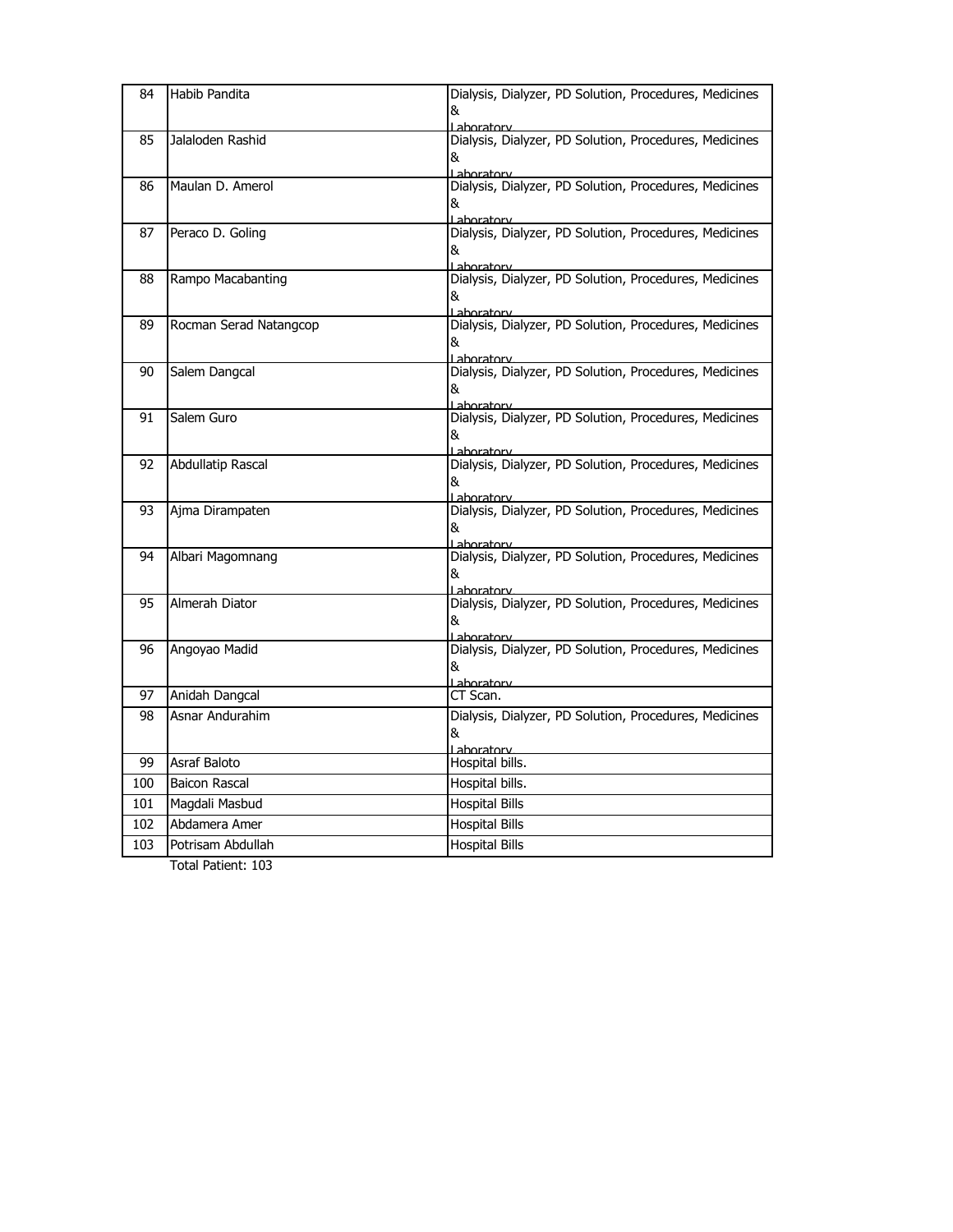| 84 | Habib Pandita | Dialysis, Dialyzer, PD Solution, Procedures, Medicines & Laboratory |
|---|---|---|
| 85 | Jalaloden Rashid | Dialysis, Dialyzer, PD Solution, Procedures, Medicines & Laboratory |
| 86 | Maulan D. Amerol | Dialysis, Dialyzer, PD Solution, Procedures, Medicines & Laboratory |
| 87 | Peraco D. Goling | Dialysis, Dialyzer, PD Solution, Procedures, Medicines & Laboratory |
| 88 | Rampo Macabanting | Dialysis, Dialyzer, PD Solution, Procedures, Medicines & Laboratory |
| 89 | Rocman Serad Natangcop | Dialysis, Dialyzer, PD Solution, Procedures, Medicines & Laboratory |
| 90 | Salem Dangcal | Dialysis, Dialyzer, PD Solution, Procedures, Medicines & Laboratory |
| 91 | Salem Guro | Dialysis, Dialyzer, PD Solution, Procedures, Medicines & Laboratory |
| 92 | Abdullatip Rascal | Dialysis, Dialyzer, PD Solution, Procedures, Medicines & Laboratory |
| 93 | Ajma Dirampaten | Dialysis, Dialyzer, PD Solution, Procedures, Medicines & Laboratory |
| 94 | Albari Magomnang | Dialysis, Dialyzer, PD Solution, Procedures, Medicines & Laboratory |
| 95 | Almerah Diator | Dialysis, Dialyzer, PD Solution, Procedures, Medicines & Laboratory |
| 96 | Angoyao Madid | Dialysis, Dialyzer, PD Solution, Procedures, Medicines & Laboratory |
| 97 | Anidah Dangcal | CT Scan. |
| 98 | Asnar Andurahim | Dialysis, Dialyzer, PD Solution, Procedures, Medicines & Laboratory |
| 99 | Asraf Baloto | Hospital bills. |
| 100 | Baicon Rascal | Hospital bills. |
| 101 | Magdali Masbud | Hospital Bills |
| 102 | Abdamera Amer | Hospital Bills |
| 103 | Potrisam Abdullah | Hospital Bills |

Total Patient: 103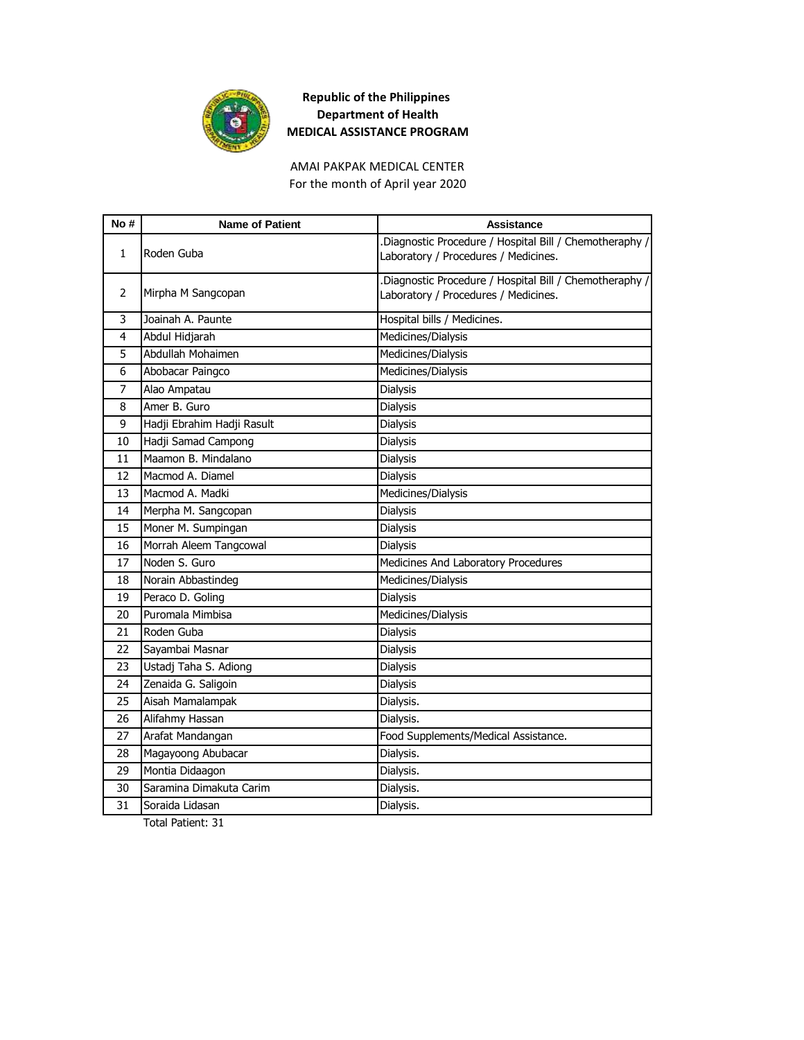**Republic of the Philippines**
**Department of Health**
**MEDICAL ASSISTANCE PROGRAM**

AMAI PAKPAK MEDICAL CENTER
For the month of April year 2020

| No # | Name of Patient | Assistance |
|---|---|---|
| 1 | Roden Guba | .Diagnostic Procedure / Hospital Bill / Chemotheraphy / Laboratory / Procedures / Medicines. |
| 2 | Mirpha M Sangcopan | .Diagnostic Procedure / Hospital Bill / Chemotheraphy / Laboratory / Procedures / Medicines. |
| 3 | Joainah A. Paunte | Hospital bills / Medicines. |
| 4 | Abdul Hidjarah | Medicines/Dialysis |
| 5 | Abdullah Mohaimen | Medicines/Dialysis |
| 6 | Abobacar Paingco | Medicines/Dialysis |
| 7 | Alao Ampatau | Dialysis |
| 8 | Amer B. Guro | Dialysis |
| 9 | Hadji Ebrahim Hadji Rasult | Dialysis |
| 10 | Hadji Samad Campong | Dialysis |
| 11 | Maamon B. Mindalano | Dialysis |
| 12 | Macmod A. Diamel | Dialysis |
| 13 | Macmod A. Madki | Medicines/Dialysis |
| 14 | Merpha M. Sangcopan | Dialysis |
| 15 | Moner M. Sumpingan | Dialysis |
| 16 | Morrah Aleem Tangcowal | Dialysis |
| 17 | Noden S. Guro | Medicines And Laboratory Procedures |
| 18 | Norain Abbastindeg | Medicines/Dialysis |
| 19 | Peraco D. Goling | Dialysis |
| 20 | Puromala Mimbisa | Medicines/Dialysis |
| 21 | Roden Guba | Dialysis |
| 22 | Sayambai Masnar | Dialysis |
| 23 | Ustadj Taha S. Adiong | Dialysis |
| 24 | Zenaida G. Saligoin | Dialysis |
| 25 | Aisah Mamalampak | Dialysis. |
| 26 | Alifahmy Hassan | Dialysis. |
| 27 | Arafat Mandangan | Food Supplements/Medical Assistance. |
| 28 | Magayoong Abubacar | Dialysis. |
| 29 | Montia Didaagon | Dialysis. |
| 30 | Saramina Dimakuta Carim | Dialysis. |
| 31 | Soraida Lidasan | Dialysis. |

Total Patient: 31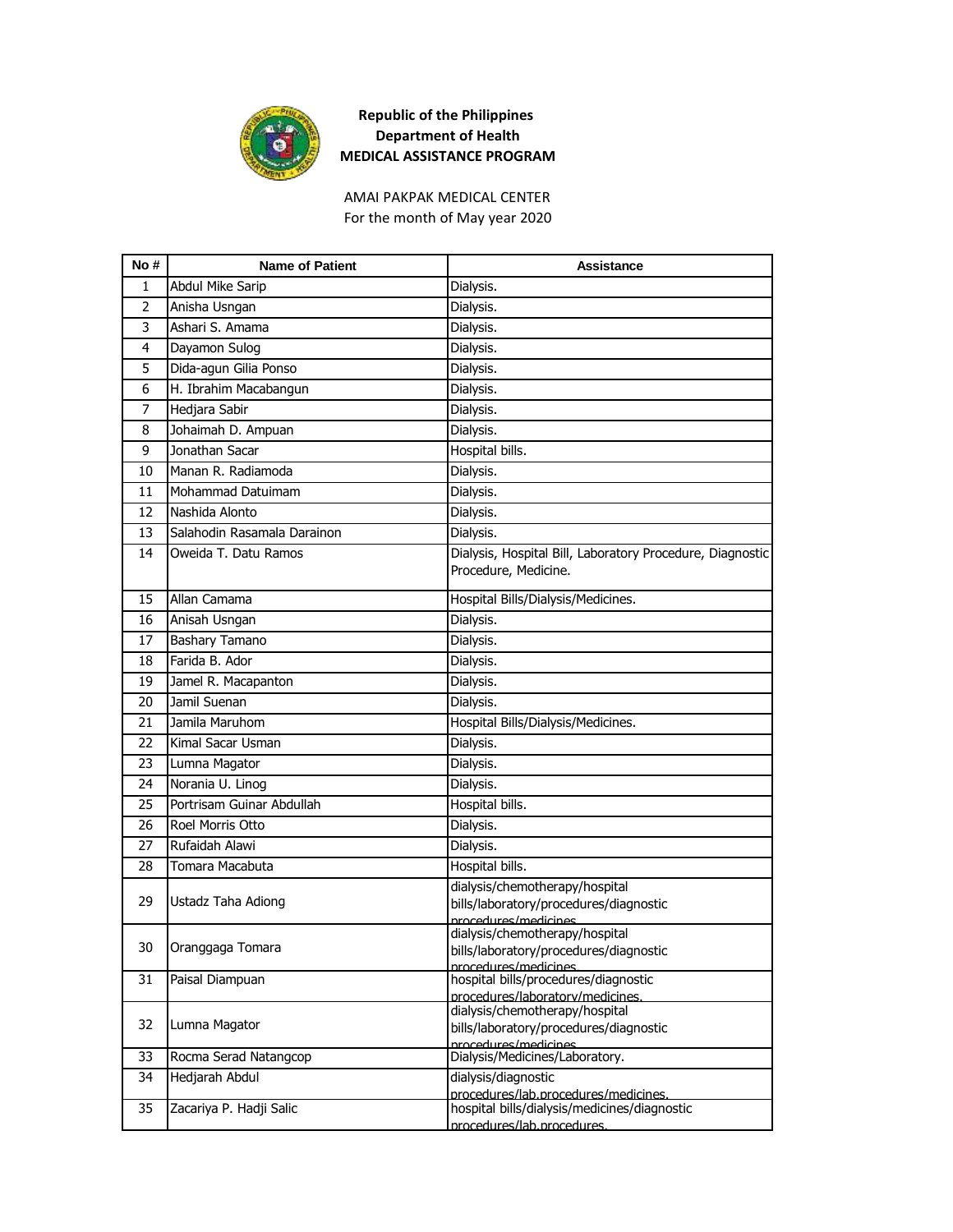**Republic of the Philippines**
**Department of Health**
**MEDICAL ASSISTANCE PROGRAM**

AMAI PAKPAK MEDICAL CENTER
For the month of May year 2020

| No # | Name of Patient | Assistance |
|---|---|---|
| 1 | Abdul Mike Sarip | Dialysis. |
| 2 | Anisha Usngan | Dialysis. |
| 3 | Ashari S. Amama | Dialysis. |
| 4 | Dayamon Sulog | Dialysis. |
| 5 | Dida-agun Gilia Ponso | Dialysis. |
| 6 | H. Ibrahim Macabangun | Dialysis. |
| 7 | Hedjara Sabir | Dialysis. |
| 8 | Johaimah D. Ampuan | Dialysis. |
| 9 | Jonathan Sacar | Hospital bills. |
| 10 | Manan R. Radiamoda | Dialysis. |
| 11 | Mohammad Datuimam | Dialysis. |
| 12 | Nashida Alonto | Dialysis. |
| 13 | Salahodin Rasamala Darainon | Dialysis. |
| 14 | Oweida T. Datu Ramos | Dialysis, Hospital Bill, Laboratory Procedure, Diagnostic Procedure, Medicine. |
| 15 | Allan Camama | Hospital Bills/Dialysis/Medicines. |
| 16 | Anisah Usngan | Dialysis. |
| 17 | Bashary Tamano | Dialysis. |
| 18 | Farida B. Ador | Dialysis. |
| 19 | Jamel R. Macapanton | Dialysis. |
| 20 | Jamil Suenan | Dialysis. |
| 21 | Jamila Maruhom | Hospital Bills/Dialysis/Medicines. |
| 22 | Kimal Sacar Usman | Dialysis. |
| 23 | Lumna Magator | Dialysis. |
| 24 | Norania U. Linog | Dialysis. |
| 25 | Portrisam Guinar Abdullah | Hospital bills. |
| 26 | Roel Morris Otto | Dialysis. |
| 27 | Rufaidah Alawi | Dialysis. |
| 28 | Tomara Macabuta | Hospital bills. |
| 29 | Ustadz Taha Adiong | dialysis/chemotherapy/hospital bills/laboratory/procedures/diagnostic procedures/medicines |
| 30 | Oranggaga Tomara | dialysis/chemotherapy/hospital bills/laboratory/procedures/diagnostic procedures/medicines |
| 31 | Paisal Diampuan | hospital bills/procedures/diagnostic procedures/laboratory/medicines. |
| 32 | Lumna Magator | dialysis/chemotherapy/hospital bills/laboratory/procedures/diagnostic procedures/medicines |
| 33 | Rocma Serad Natangcop | Dialysis/Medicines/Laboratory. |
| 34 | Hedjarah Abdul | dialysis/diagnostic procedures/lab.procedures/medicines. |
| 35 | Zacariya P. Hadji Salic | hospital bills/dialysis/medicines/diagnostic procedures/lab.procedures. |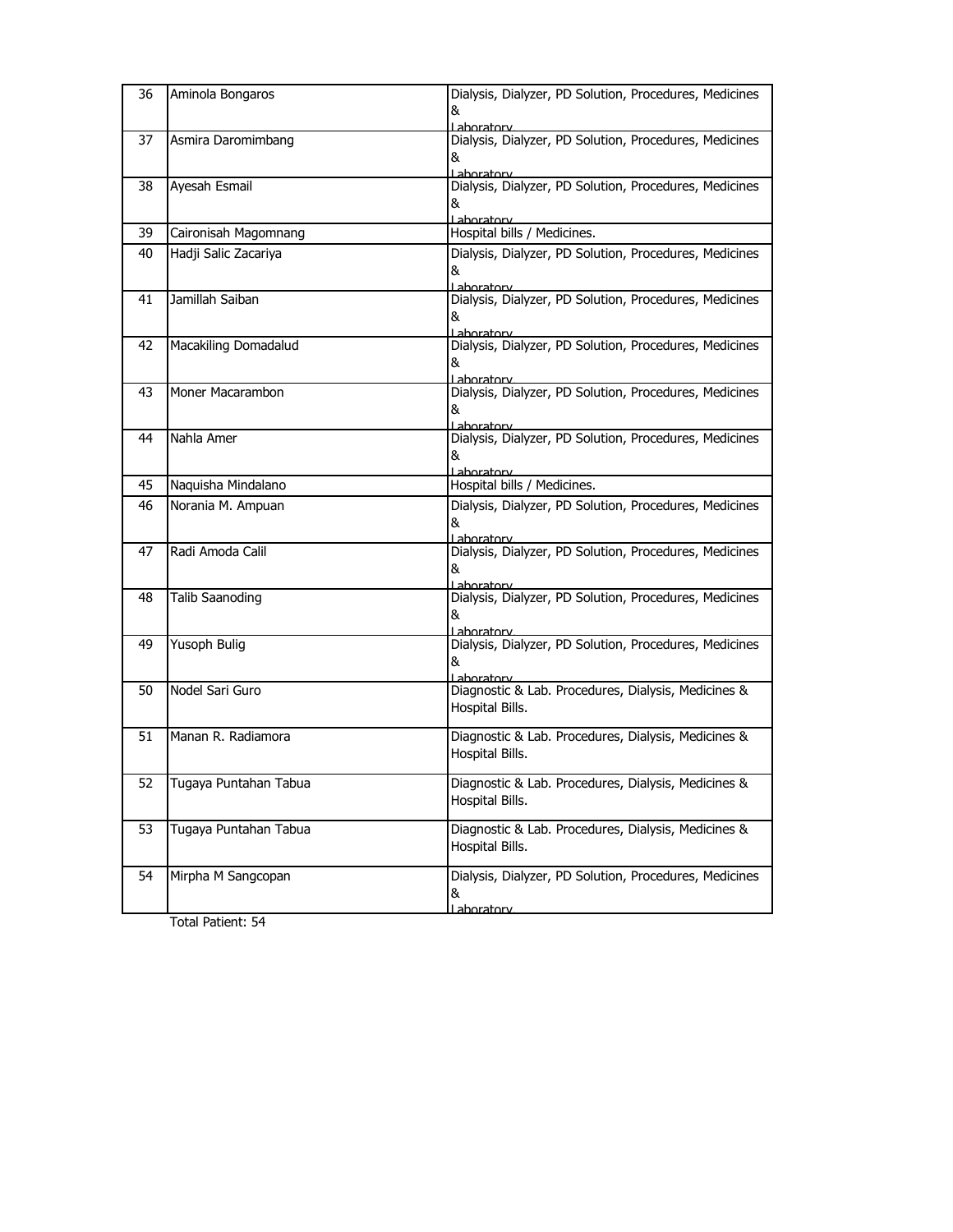| 36 | Aminola Bongaros | Dialysis, Dialyzer, PD Solution, Procedures, Medicines & Laboratory |
|---|---|---|
| 37 | Asmira Daromimbang | Dialysis, Dialyzer, PD Solution, Procedures, Medicines & Laboratory |
| 38 | Ayesah Esmail | Dialysis, Dialyzer, PD Solution, Procedures, Medicines & Laboratory |
| 39 | Caironisah Magomnang | Hospital bills / Medicines. |
| 40 | Hadji Salic Zacariya | Dialysis, Dialyzer, PD Solution, Procedures, Medicines & Laboratory |
| 41 | Jamillah Saiban | Dialysis, Dialyzer, PD Solution, Procedures, Medicines & Laboratory |
| 42 | Macakiling Domadalud | Dialysis, Dialyzer, PD Solution, Procedures, Medicines & Laboratory |
| 43 | Moner Macarambon | Dialysis, Dialyzer, PD Solution, Procedures, Medicines & Laboratory |
| 44 | Nahla Amer | Dialysis, Dialyzer, PD Solution, Procedures, Medicines & Laboratory |
| 45 | Naquisha Mindalano | Hospital bills / Medicines. |
| 46 | Norania M. Ampuan | Dialysis, Dialyzer, PD Solution, Procedures, Medicines & Laboratory |
| 47 | Radi Amoda Calil | Dialysis, Dialyzer, PD Solution, Procedures, Medicines & Laboratory |
| 48 | Talib Saanoding | Dialysis, Dialyzer, PD Solution, Procedures, Medicines & Laboratory |
| 49 | Yusoph Bulig | Dialysis, Dialyzer, PD Solution, Procedures, Medicines & Laboratory |
| 50 | Nodel Sari Guro | Diagnostic & Lab. Procedures, Dialysis, Medicines & Hospital Bills. |
| 51 | Manan R. Radiamora | Diagnostic & Lab. Procedures, Dialysis, Medicines & Hospital Bills. |
| 52 | Tugaya Puntahan Tabua | Diagnostic & Lab. Procedures, Dialysis, Medicines & Hospital Bills. |
| 53 | Tugaya Puntahan Tabua | Diagnostic & Lab. Procedures, Dialysis, Medicines & Hospital Bills. |
| 54 | Mirpha M Sangcopan | Dialysis, Dialyzer, PD Solution, Procedures, Medicines & Laboratory |

Total Patient: 54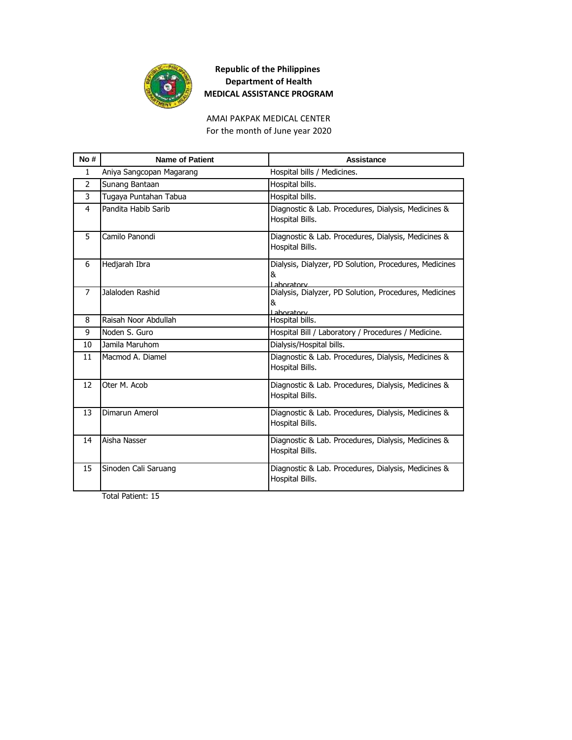**Republic of the Philippines**
**Department of Health**
**MEDICAL ASSISTANCE PROGRAM**

AMAI PAKPAK MEDICAL CENTER
For the month of June year 2020

| No # | Name of Patient | Assistance |
| --- | --- | --- |
| 1 | Aniya Sangcopan Magarang | Hospital bills / Medicines. |
| 2 | Sunang Bantaan | Hospital bills. |
| 3 | Tugaya Puntahan Tabua | Hospital bills. |
| 4 | Pandita Habib Sarib | Diagnostic & Lab. Procedures, Dialysis, Medicines & Hospital Bills. |
| 5 | Camilo Panondi | Diagnostic & Lab. Procedures, Dialysis, Medicines & Hospital Bills. |
| 6 | Hedjarah Ibra | Dialysis, Dialyzer, PD Solution, Procedures, Medicines & Laboratory |
| 7 | Jalaloden Rashid | Dialysis, Dialyzer, PD Solution, Procedures, Medicines & Laboratory |
| 8 | Raisah Noor Abdullah | Hospital bills. |
| 9 | Noden S. Guro | Hospital Bill / Laboratory / Procedures / Medicine. |
| 10 | Jamila Maruhom | Dialysis/Hospital bills. |
| 11 | Macmod A. Diamel | Diagnostic & Lab. Procedures, Dialysis, Medicines & Hospital Bills. |
| 12 | Oter M. Acob | Diagnostic & Lab. Procedures, Dialysis, Medicines & Hospital Bills. |
| 13 | Dimarun Amerol | Diagnostic & Lab. Procedures, Dialysis, Medicines & Hospital Bills. |
| 14 | Aisha Nasser | Diagnostic & Lab. Procedures, Dialysis, Medicines & Hospital Bills. |
| 15 | Sinoden Cali Saruang | Diagnostic & Lab. Procedures, Dialysis, Medicines & Hospital Bills. |

Total Patient: 15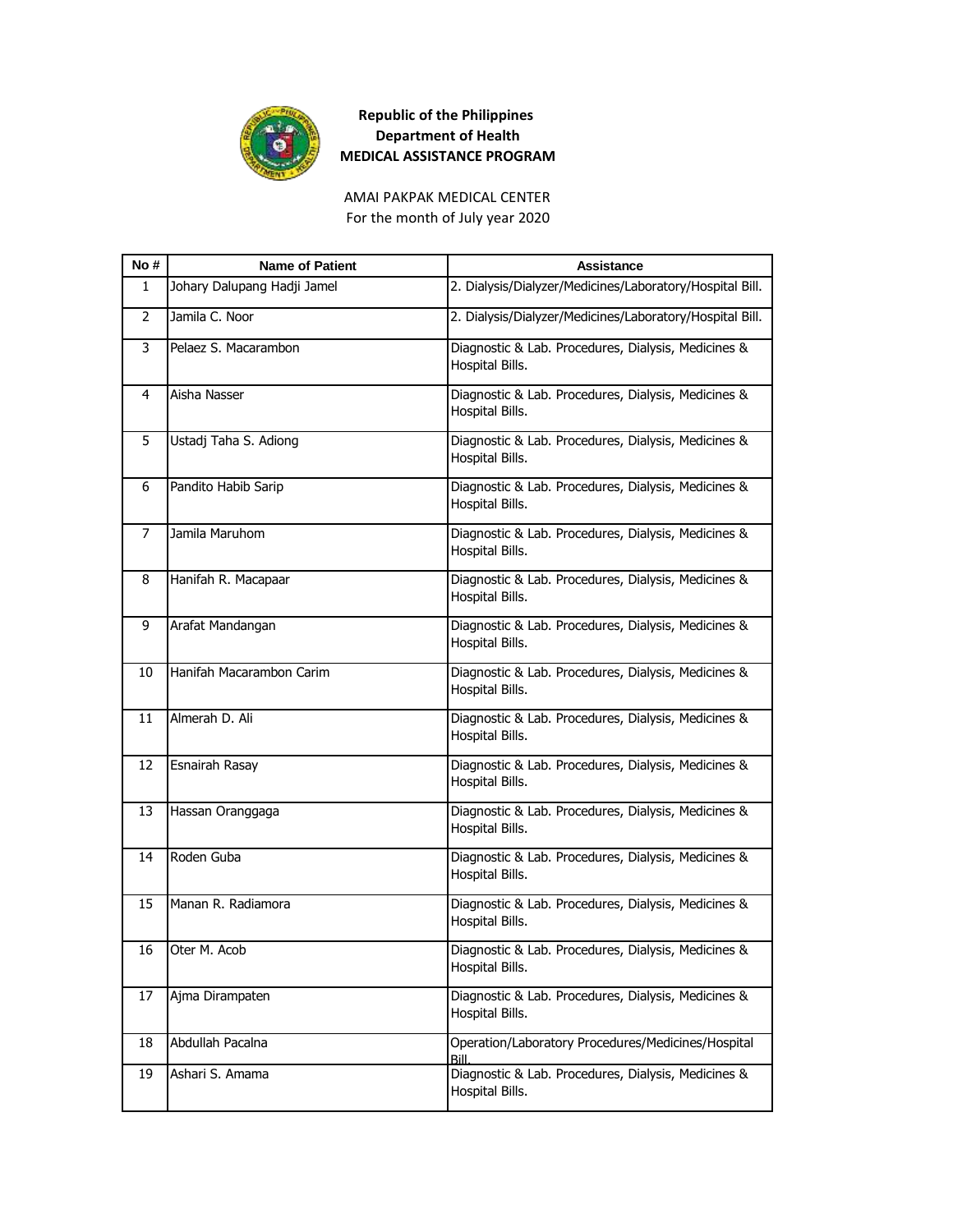**Republic of the Philippines**
**Department of Health**
**MEDICAL ASSISTANCE PROGRAM**

AMAI PAKPAK MEDICAL CENTER
For the month of July year 2020

| No # | Name of Patient | Assistance |
|---|---|---|
| 1 | Johary Dalupang Hadji Jamel | 2. Dialysis/Dialyzer/Medicines/Laboratory/Hospital Bill. |
| 2 | Jamila C. Noor | 2. Dialysis/Dialyzer/Medicines/Laboratory/Hospital Bill. |
| 3 | Pelaez S. Macarambon | Diagnostic & Lab. Procedures, Dialysis, Medicines & Hospital Bills. |
| 4 | Aisha Nasser | Diagnostic & Lab. Procedures, Dialysis, Medicines & Hospital Bills. |
| 5 | Ustadj Taha S. Adiong | Diagnostic & Lab. Procedures, Dialysis, Medicines & Hospital Bills. |
| 6 | Pandito Habib Sarip | Diagnostic & Lab. Procedures, Dialysis, Medicines & Hospital Bills. |
| 7 | Jamila Maruhom | Diagnostic & Lab. Procedures, Dialysis, Medicines & Hospital Bills. |
| 8 | Hanifah R. Macapaar | Diagnostic & Lab. Procedures, Dialysis, Medicines & Hospital Bills. |
| 9 | Arafat Mandangan | Diagnostic & Lab. Procedures, Dialysis, Medicines & Hospital Bills. |
| 10 | Hanifah Macarambon Carim | Diagnostic & Lab. Procedures, Dialysis, Medicines & Hospital Bills. |
| 11 | Almerah D. Ali | Diagnostic & Lab. Procedures, Dialysis, Medicines & Hospital Bills. |
| 12 | Esnairah Rasay | Diagnostic & Lab. Procedures, Dialysis, Medicines & Hospital Bills. |
| 13 | Hassan Oranggaga | Diagnostic & Lab. Procedures, Dialysis, Medicines & Hospital Bills. |
| 14 | Roden Guba | Diagnostic & Lab. Procedures, Dialysis, Medicines & Hospital Bills. |
| 15 | Manan R. Radiamora | Diagnostic & Lab. Procedures, Dialysis, Medicines & Hospital Bills. |
| 16 | Oter M. Acob | Diagnostic & Lab. Procedures, Dialysis, Medicines & Hospital Bills. |
| 17 | Ajma Dirampaten | Diagnostic & Lab. Procedures, Dialysis, Medicines & Hospital Bills. |
| 18 | Abdullah Pacalna | Operation/Laboratory Procedures/Medicines/Hospital Bill. |
| 19 | Ashari S. Amama | Diagnostic & Lab. Procedures, Dialysis, Medicines & Hospital Bills. |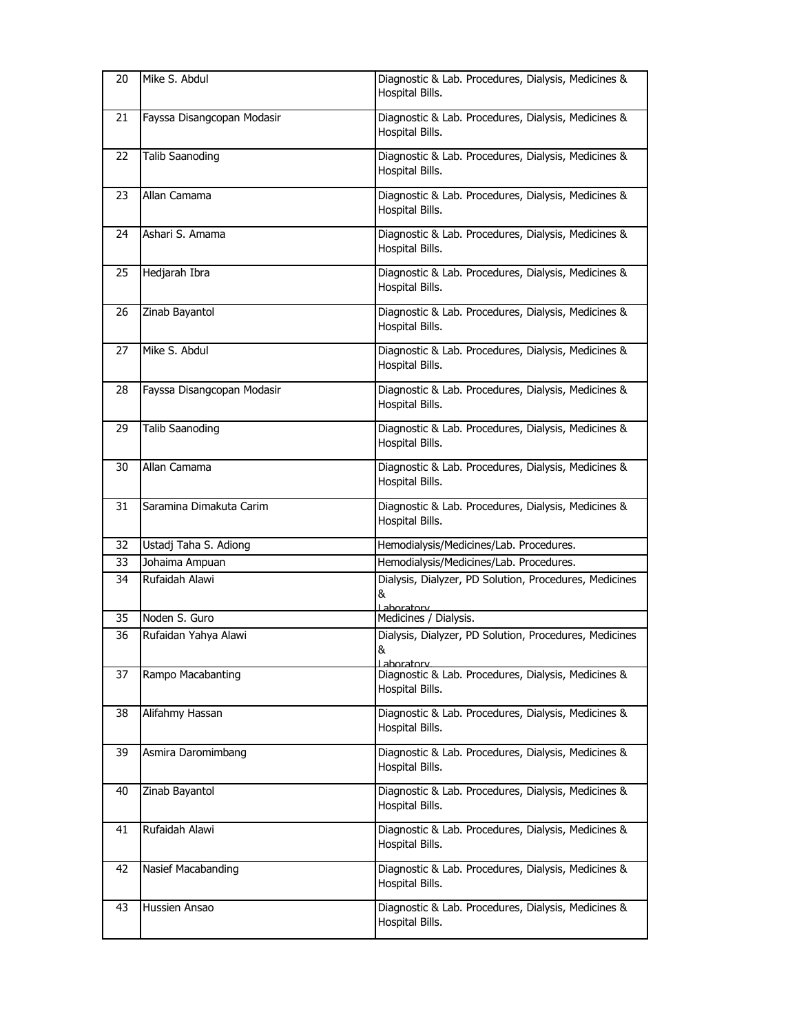| | | |
|---|---|---|
| 20 | Mike S. Abdul | Diagnostic & Lab. Procedures, Dialysis, Medicines & Hospital Bills. |
| 21 | Fayssa Disangcopan Modasir | Diagnostic & Lab. Procedures, Dialysis, Medicines & Hospital Bills. |
| 22 | Talib Saanoding | Diagnostic & Lab. Procedures, Dialysis, Medicines & Hospital Bills. |
| 23 | Allan Camama | Diagnostic & Lab. Procedures, Dialysis, Medicines & Hospital Bills. |
| 24 | Ashari S. Amama | Diagnostic & Lab. Procedures, Dialysis, Medicines & Hospital Bills. |
| 25 | Hedjarah Ibra | Diagnostic & Lab. Procedures, Dialysis, Medicines & Hospital Bills. |
| 26 | Zinab Bayantol | Diagnostic & Lab. Procedures, Dialysis, Medicines & Hospital Bills. |
| 27 | Mike S. Abdul | Diagnostic & Lab. Procedures, Dialysis, Medicines & Hospital Bills. |
| 28 | Fayssa Disangcopan Modasir | Diagnostic & Lab. Procedures, Dialysis, Medicines & Hospital Bills. |
| 29 | Talib Saanoding | Diagnostic & Lab. Procedures, Dialysis, Medicines & Hospital Bills. |
| 30 | Allan Camama | Diagnostic & Lab. Procedures, Dialysis, Medicines & Hospital Bills. |
| 31 | Saramina Dimakuta Carim | Diagnostic & Lab. Procedures, Dialysis, Medicines & Hospital Bills. |
| 32 | Ustadj Taha S. Adiong | Hemodialysis/Medicines/Lab. Procedures. |
| 33 | Johaima Ampuan | Hemodialysis/Medicines/Lab. Procedures. |
| 34 | Rufaidah Alawi | Dialysis, Dialyzer, PD Solution, Procedures, Medicines & Laboratory |
| 35 | Noden S. Guro | Medicines / Dialysis. |
| 36 | Rufaidan Yahya Alawi | Dialysis, Dialyzer, PD Solution, Procedures, Medicines & Laboratory |
| 37 | Rampo Macabanting | Diagnostic & Lab. Procedures, Dialysis, Medicines & Hospital Bills. |
| 38 | Alifahmy Hassan | Diagnostic & Lab. Procedures, Dialysis, Medicines & Hospital Bills. |
| 39 | Asmira Daromimbang | Diagnostic & Lab. Procedures, Dialysis, Medicines & Hospital Bills. |
| 40 | Zinab Bayantol | Diagnostic & Lab. Procedures, Dialysis, Medicines & Hospital Bills. |
| 41 | Rufaidah Alawi | Diagnostic & Lab. Procedures, Dialysis, Medicines & Hospital Bills. |
| 42 | Nasief Macabanding | Diagnostic & Lab. Procedures, Dialysis, Medicines & Hospital Bills. |
| 43 | Hussien Ansao | Diagnostic & Lab. Procedures, Dialysis, Medicines & Hospital Bills. |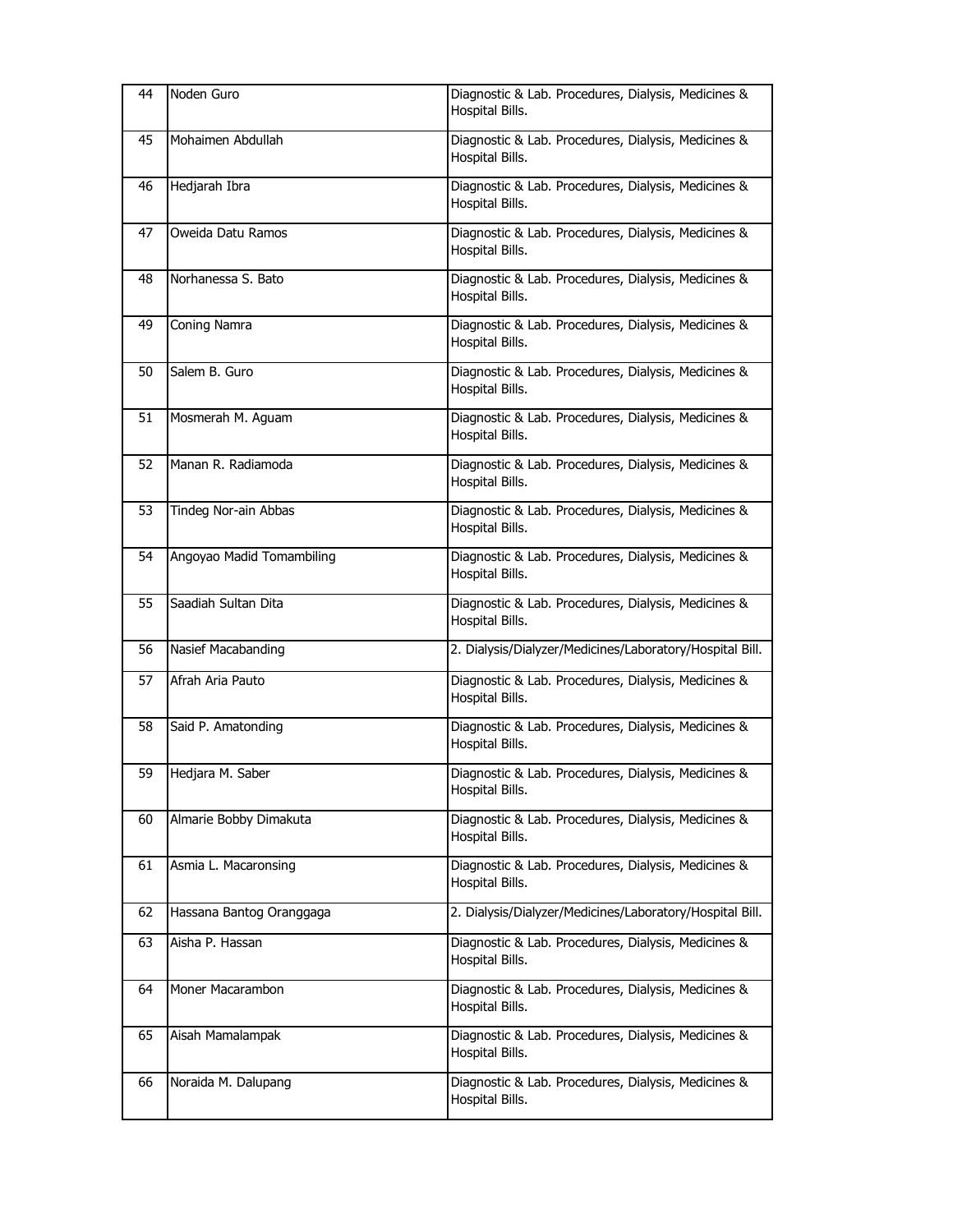| 44 | Noden Guro | Diagnostic & Lab. Procedures, Dialysis, Medicines & Hospital Bills. |
|---|---|---|
| 45 | Mohaimen Abdullah | Diagnostic & Lab. Procedures, Dialysis, Medicines & Hospital Bills. |
| 46 | Hedjarah Ibra | Diagnostic & Lab. Procedures, Dialysis, Medicines & Hospital Bills. |
| 47 | Oweida Datu Ramos | Diagnostic & Lab. Procedures, Dialysis, Medicines & Hospital Bills. |
| 48 | Norhanessa S. Bato | Diagnostic & Lab. Procedures, Dialysis, Medicines & Hospital Bills. |
| 49 | Coning Namra | Diagnostic & Lab. Procedures, Dialysis, Medicines & Hospital Bills. |
| 50 | Salem B. Guro | Diagnostic & Lab. Procedures, Dialysis, Medicines & Hospital Bills. |
| 51 | Mosmerah M. Aguam | Diagnostic & Lab. Procedures, Dialysis, Medicines & Hospital Bills. |
| 52 | Manan R. Radiamoda | Diagnostic & Lab. Procedures, Dialysis, Medicines & Hospital Bills. |
| 53 | Tindeg Nor-ain Abbas | Diagnostic & Lab. Procedures, Dialysis, Medicines & Hospital Bills. |
| 54 | Angoyao Madid Tomambiling | Diagnostic & Lab. Procedures, Dialysis, Medicines & Hospital Bills. |
| 55 | Saadiah Sultan Dita | Diagnostic & Lab. Procedures, Dialysis, Medicines & Hospital Bills. |
| 56 | Nasief Macabanding | 2. Dialysis/Dialyzer/Medicines/Laboratory/Hospital Bill. |
| 57 | Afrah Aria Pauto | Diagnostic & Lab. Procedures, Dialysis, Medicines & Hospital Bills. |
| 58 | Said P. Amatonding | Diagnostic & Lab. Procedures, Dialysis, Medicines & Hospital Bills. |
| 59 | Hedjara M. Saber | Diagnostic & Lab. Procedures, Dialysis, Medicines & Hospital Bills. |
| 60 | Almarie Bobby Dimakuta | Diagnostic & Lab. Procedures, Dialysis, Medicines & Hospital Bills. |
| 61 | Asmia L. Macaronsing | Diagnostic & Lab. Procedures, Dialysis, Medicines & Hospital Bills. |
| 62 | Hassana Bantog Oranggaga | 2. Dialysis/Dialyzer/Medicines/Laboratory/Hospital Bill. |
| 63 | Aisha P. Hassan | Diagnostic & Lab. Procedures, Dialysis, Medicines & Hospital Bills. |
| 64 | Moner Macarambon | Diagnostic & Lab. Procedures, Dialysis, Medicines & Hospital Bills. |
| 65 | Aisah Mamalampak | Diagnostic & Lab. Procedures, Dialysis, Medicines & Hospital Bills. |
| 66 | Noraida M. Dalupang | Diagnostic & Lab. Procedures, Dialysis, Medicines & Hospital Bills. |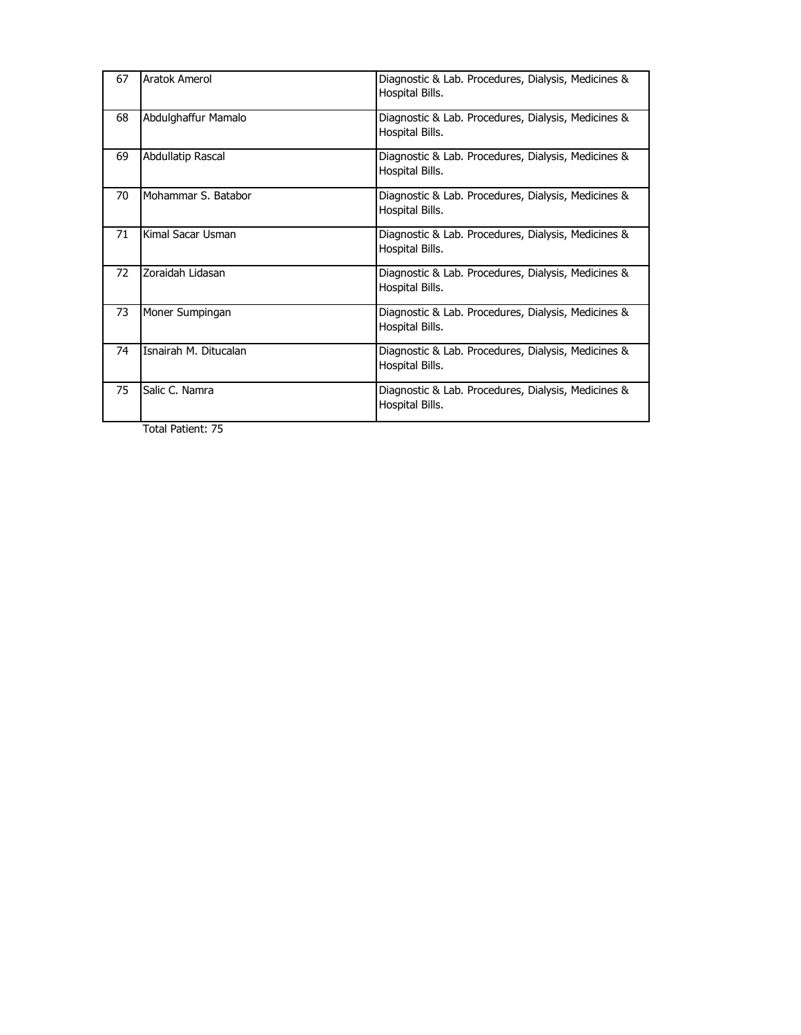| | | |
|---|---|---|
| 67 | Aratok Amerol | Diagnostic & Lab. Procedures, Dialysis, Medicines & Hospital Bills. |
| 68 | Abdulghaffur Mamalo | Diagnostic & Lab. Procedures, Dialysis, Medicines & Hospital Bills. |
| 69 | Abdullatip Rascal | Diagnostic & Lab. Procedures, Dialysis, Medicines & Hospital Bills. |
| 70 | Mohammar S. Batabor | Diagnostic & Lab. Procedures, Dialysis, Medicines & Hospital Bills. |
| 71 | Kimal Sacar Usman | Diagnostic & Lab. Procedures, Dialysis, Medicines & Hospital Bills. |
| 72 | Zoraidah Lidasan | Diagnostic & Lab. Procedures, Dialysis, Medicines & Hospital Bills. |
| 73 | Moner Sumpingan | Diagnostic & Lab. Procedures, Dialysis, Medicines & Hospital Bills. |
| 74 | Isnairah M. Ditucalan | Diagnostic & Lab. Procedures, Dialysis, Medicines & Hospital Bills. |
| 75 | Salic C. Namra | Diagnostic & Lab. Procedures, Dialysis, Medicines & Hospital Bills. |

Total Patient: 75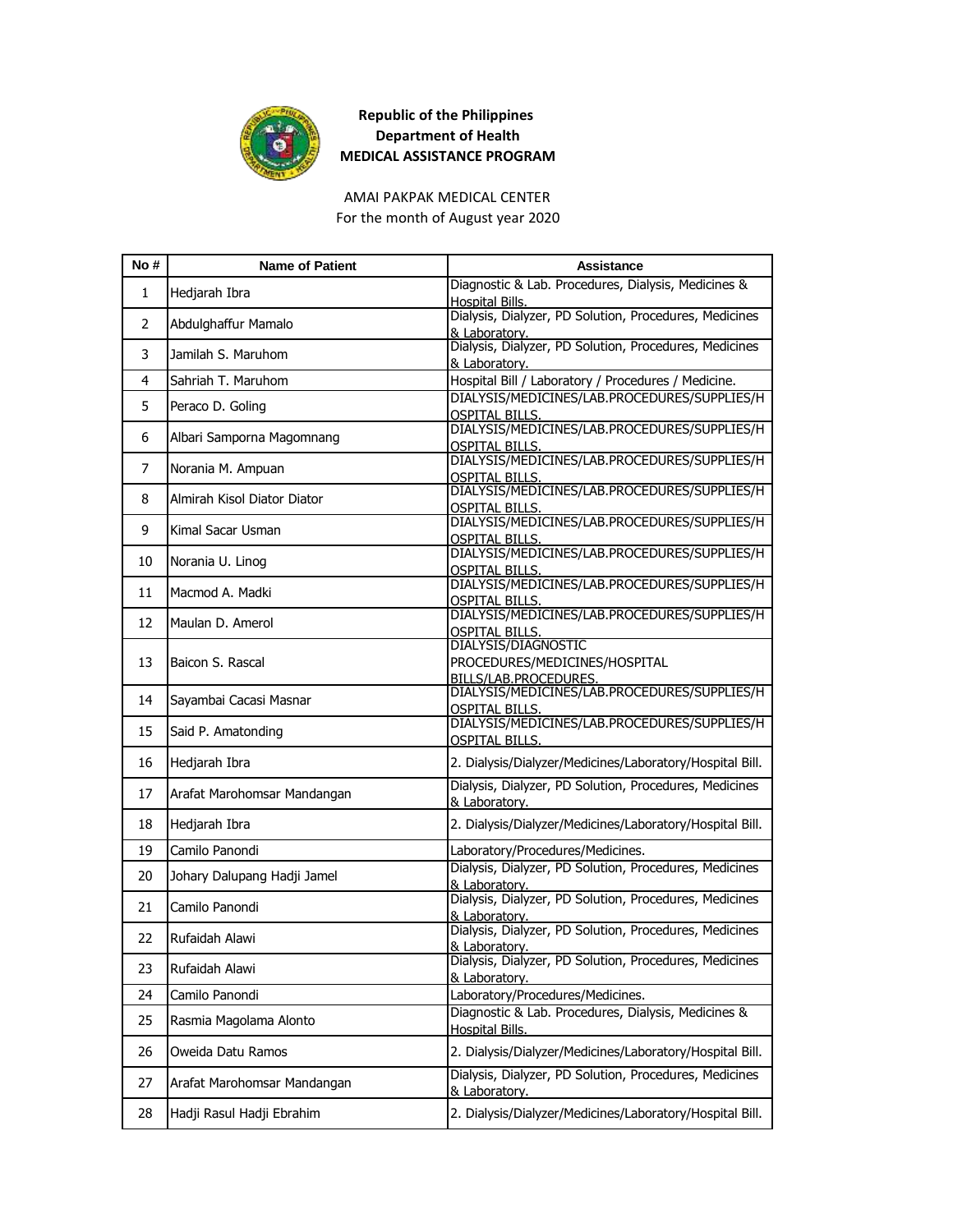**Republic of the Philippines**
**Department of Health**
**MEDICAL ASSISTANCE PROGRAM**

AMAI PAKPAK MEDICAL CENTER
For the month of August year 2020

| No # | Name of Patient | Assistance |
|---|---|---|
| 1 | Hedjarah Ibra | Diagnostic & Lab. Procedures, Dialysis, Medicines & Hospital Bills. |
| 2 | Abdulghaffur Mamalo | Dialysis, Dialyzer, PD Solution, Procedures, Medicines & Laboratory. |
| 3 | Jamilah S. Maruhom | Dialysis, Dialyzer, PD Solution, Procedures, Medicines & Laboratory. |
| 4 | Sahriah T. Maruhom | Hospital Bill / Laboratory / Procedures / Medicine. |
| 5 | Peraco D. Goling | DIALYSIS/MEDICINES/LAB.PROCEDURES/SUPPLIES/HOSPITAL BILLS. |
| 6 | Albari Samporna Magomnang | DIALYSIS/MEDICINES/LAB.PROCEDURES/SUPPLIES/HOSPITAL BILLS. |
| 7 | Norania M. Ampuan | DIALYSIS/MEDICINES/LAB.PROCEDURES/SUPPLIES/HOSPITAL BILLS. |
| 8 | Almirah Kisol Diator Diator | DIALYSIS/MEDICINES/LAB.PROCEDURES/SUPPLIES/HOSPITAL BILLS. |
| 9 | Kimal Sacar Usman | DIALYSIS/MEDICINES/LAB.PROCEDURES/SUPPLIES/HOSPITAL BILLS. |
| 10 | Norania U. Linog | DIALYSIS/MEDICINES/LAB.PROCEDURES/SUPPLIES/HOSPITAL BILLS. |
| 11 | Macmod A. Madki | DIALYSIS/MEDICINES/LAB.PROCEDURES/SUPPLIES/HOSPITAL BILLS. |
| 12 | Maulan D. Amerol | DIALYSIS/MEDICINES/LAB.PROCEDURES/SUPPLIES/HOSPITAL BILLS. |
| 13 | Baicon S. Rascal | DIALYSIS/DIAGNOSTIC PROCEDURES/MEDICINES/HOSPITAL BILLS/LAB.PROCEDURES. |
| 14 | Sayambai Cacasi Masnar | DIALYSIS/MEDICINES/LAB.PROCEDURES/SUPPLIES/HOSPITAL BILLS. |
| 15 | Said P. Amatonding | DIALYSIS/MEDICINES/LAB.PROCEDURES/SUPPLIES/HOSPITAL BILLS. |
| 16 | Hedjarah Ibra | 2. Dialysis/Dialyzer/Medicines/Laboratory/Hospital Bill. |
| 17 | Arafat Marohomsar Mandangan | Dialysis, Dialyzer, PD Solution, Procedures, Medicines & Laboratory. |
| 18 | Hedjarah Ibra | 2. Dialysis/Dialyzer/Medicines/Laboratory/Hospital Bill. |
| 19 | Camilo Panondi | Laboratory/Procedures/Medicines. |
| 20 | Johary Dalupang Hadji Jamel | Dialysis, Dialyzer, PD Solution, Procedures, Medicines & Laboratory. |
| 21 | Camilo Panondi | Dialysis, Dialyzer, PD Solution, Procedures, Medicines & Laboratory. |
| 22 | Rufaidah Alawi | Dialysis, Dialyzer, PD Solution, Procedures, Medicines & Laboratory. |
| 23 | Rufaidah Alawi | Dialysis, Dialyzer, PD Solution, Procedures, Medicines & Laboratory. |
| 24 | Camilo Panondi | Laboratory/Procedures/Medicines. |
| 25 | Rasmia Magolama Alonto | Diagnostic & Lab. Procedures, Dialysis, Medicines & Hospital Bills. |
| 26 | Oweida Datu Ramos | 2. Dialysis/Dialyzer/Medicines/Laboratory/Hospital Bill. |
| 27 | Arafat Marohomsar Mandangan | Dialysis, Dialyzer, PD Solution, Procedures, Medicines & Laboratory. |
| 28 | Hadji Rasul Hadji Ebrahim | 2. Dialysis/Dialyzer/Medicines/Laboratory/Hospital Bill. |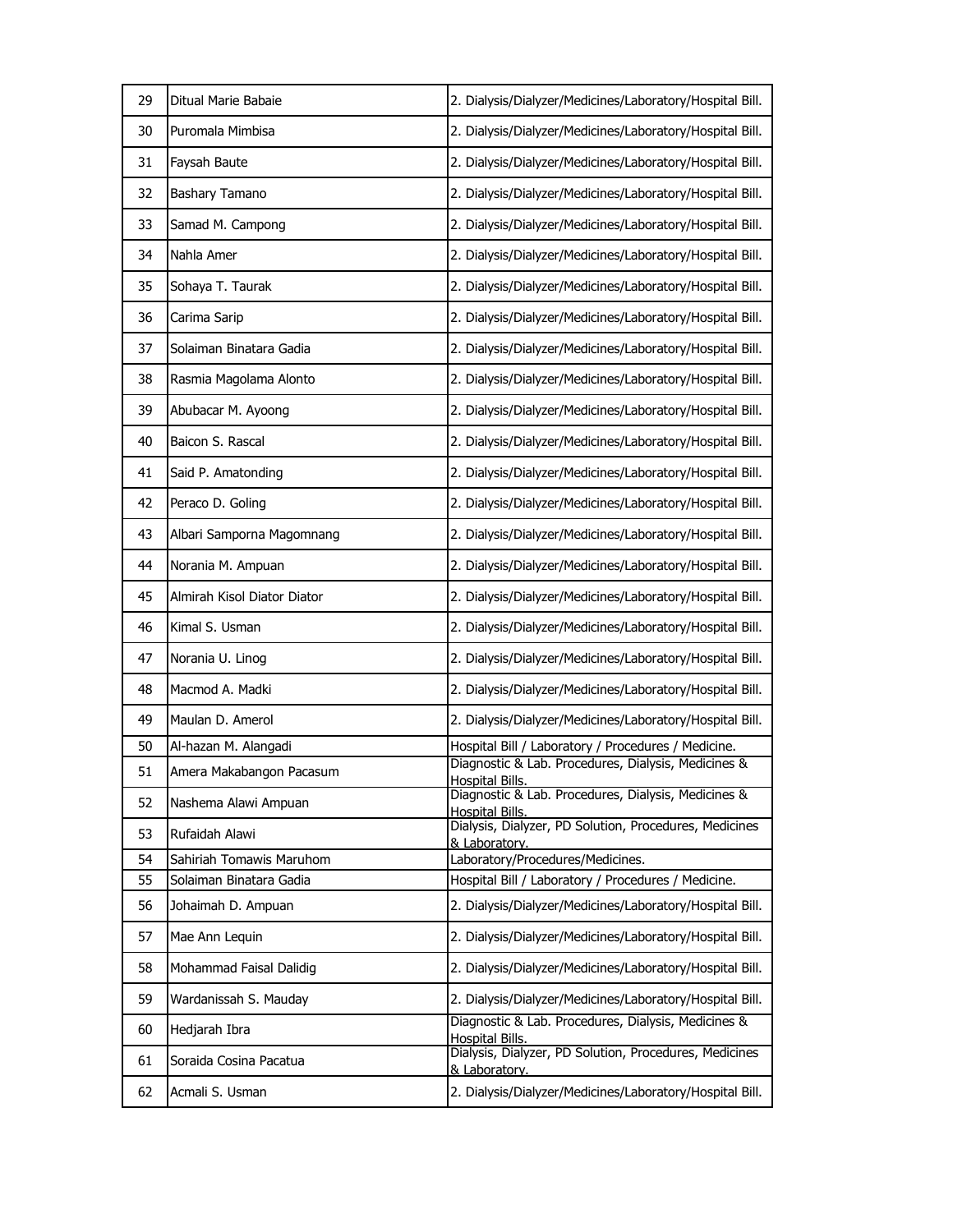| 29 | Ditual Marie Babaie | 2. Dialysis/Dialyzer/Medicines/Laboratory/Hospital Bill. |
|---|---|---|
| 30 | Puromala Mimbisa | 2. Dialysis/Dialyzer/Medicines/Laboratory/Hospital Bill. |
| 31 | Faysah Baute | 2. Dialysis/Dialyzer/Medicines/Laboratory/Hospital Bill. |
| 32 | Bashary Tamano | 2. Dialysis/Dialyzer/Medicines/Laboratory/Hospital Bill. |
| 33 | Samad M. Campong | 2. Dialysis/Dialyzer/Medicines/Laboratory/Hospital Bill. |
| 34 | Nahla Amer | 2. Dialysis/Dialyzer/Medicines/Laboratory/Hospital Bill. |
| 35 | Sohaya T. Taurak | 2. Dialysis/Dialyzer/Medicines/Laboratory/Hospital Bill. |
| 36 | Carima Sarip | 2. Dialysis/Dialyzer/Medicines/Laboratory/Hospital Bill. |
| 37 | Solaiman Binatara Gadia | 2. Dialysis/Dialyzer/Medicines/Laboratory/Hospital Bill. |
| 38 | Rasmia Magolama Alonto | 2. Dialysis/Dialyzer/Medicines/Laboratory/Hospital Bill. |
| 39 | Abubacar M. Ayoong | 2. Dialysis/Dialyzer/Medicines/Laboratory/Hospital Bill. |
| 40 | Baicon S. Rascal | 2. Dialysis/Dialyzer/Medicines/Laboratory/Hospital Bill. |
| 41 | Said P. Amatonding | 2. Dialysis/Dialyzer/Medicines/Laboratory/Hospital Bill. |
| 42 | Peraco D. Goling | 2. Dialysis/Dialyzer/Medicines/Laboratory/Hospital Bill. |
| 43 | Albari Samporna Magomnang | 2. Dialysis/Dialyzer/Medicines/Laboratory/Hospital Bill. |
| 44 | Norania M. Ampuan | 2. Dialysis/Dialyzer/Medicines/Laboratory/Hospital Bill. |
| 45 | Almirah Kisol Diator Diator | 2. Dialysis/Dialyzer/Medicines/Laboratory/Hospital Bill. |
| 46 | Kimal S. Usman | 2. Dialysis/Dialyzer/Medicines/Laboratory/Hospital Bill. |
| 47 | Norania U. Linog | 2. Dialysis/Dialyzer/Medicines/Laboratory/Hospital Bill. |
| 48 | Macmod A. Madki | 2. Dialysis/Dialyzer/Medicines/Laboratory/Hospital Bill. |
| 49 | Maulan D. Amerol | 2. Dialysis/Dialyzer/Medicines/Laboratory/Hospital Bill. |
| 50 | Al-hazan M. Alangadi | Hospital Bill / Laboratory / Procedures / Medicine. |
| 51 | Amera Makabangon Pacasum | Diagnostic & Lab. Procedures, Dialysis, Medicines & Hospital Bills. |
| 52 | Nashema Alawi Ampuan | Diagnostic & Lab. Procedures, Dialysis, Medicines & Hospital Bills. |
| 53 | Rufaidah Alawi | Dialysis, Dialyzer, PD Solution, Procedures, Medicines & Laboratory. |
| 54 | Sahiriah Tomawis Maruhom | Laboratory/Procedures/Medicines. |
| 55 | Solaiman Binatara Gadia | Hospital Bill / Laboratory / Procedures / Medicine. |
| 56 | Johaimah D. Ampuan | 2. Dialysis/Dialyzer/Medicines/Laboratory/Hospital Bill. |
| 57 | Mae Ann Lequin | 2. Dialysis/Dialyzer/Medicines/Laboratory/Hospital Bill. |
| 58 | Mohammad Faisal Dalidig | 2. Dialysis/Dialyzer/Medicines/Laboratory/Hospital Bill. |
| 59 | Wardanissah S. Mauday | 2. Dialysis/Dialyzer/Medicines/Laboratory/Hospital Bill. |
| 60 | Hedjarah Ibra | Diagnostic & Lab. Procedures, Dialysis, Medicines & Hospital Bills. |
| 61 | Soraida Cosina Pacatua | Dialysis, Dialyzer, PD Solution, Procedures, Medicines & Laboratory. |
| 62 | Acmali S. Usman | 2. Dialysis/Dialyzer/Medicines/Laboratory/Hospital Bill. |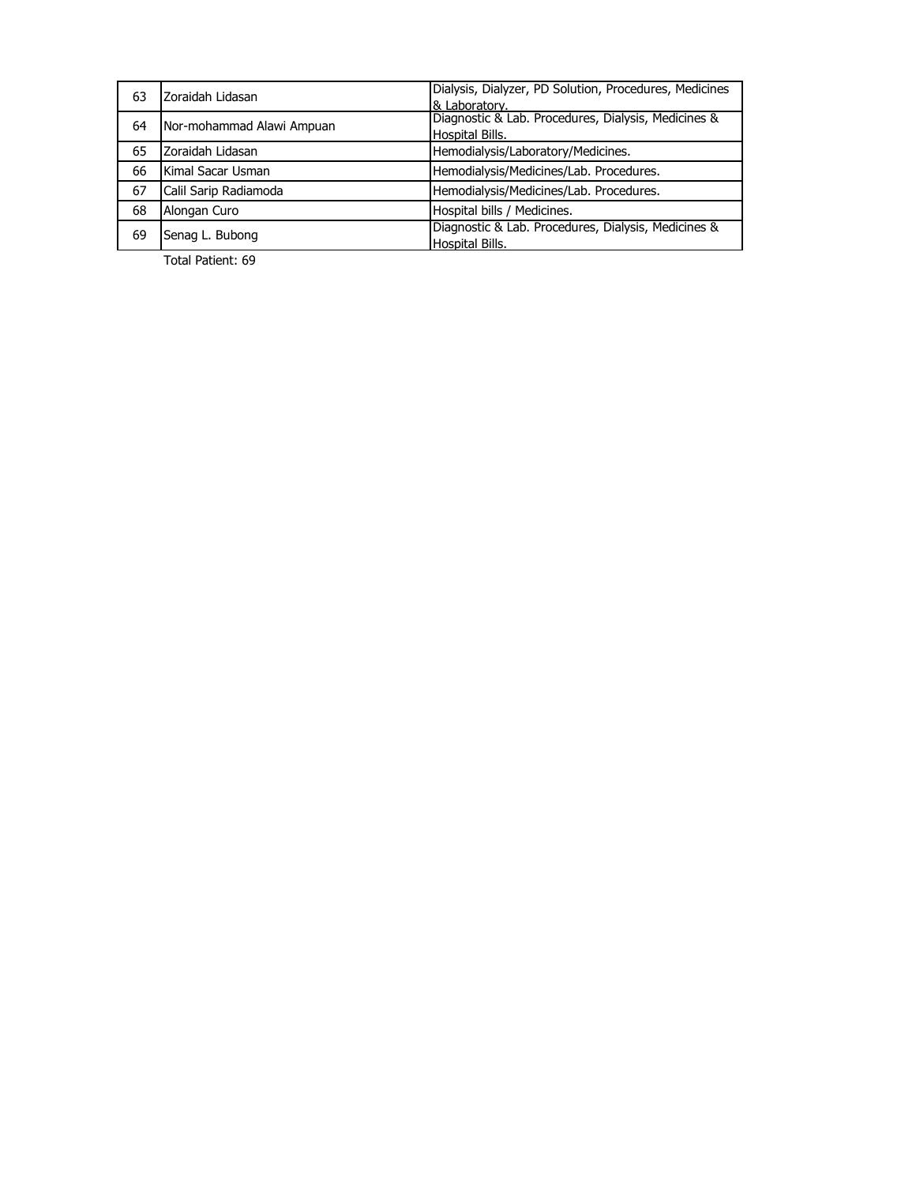| 63 | Zoraidah Lidasan | Dialysis, Dialyzer, PD Solution, Procedures, Medicines & Laboratory. |
|---|---|---|
| 64 | Nor-mohammad Alawi Ampuan | Diagnostic & Lab. Procedures, Dialysis, Medicines & Hospital Bills. |
| 65 | Zoraidah Lidasan | Hemodialysis/Laboratory/Medicines. |
| 66 | Kimal Sacar Usman | Hemodialysis/Medicines/Lab. Procedures. |
| 67 | Calil Sarip Radiamoda | Hemodialysis/Medicines/Lab. Procedures. |
| 68 | Alongan Curo | Hospital bills / Medicines. |
| 69 | Senag L. Bubong | Diagnostic & Lab. Procedures, Dialysis, Medicines & Hospital Bills. |

Total Patient: 69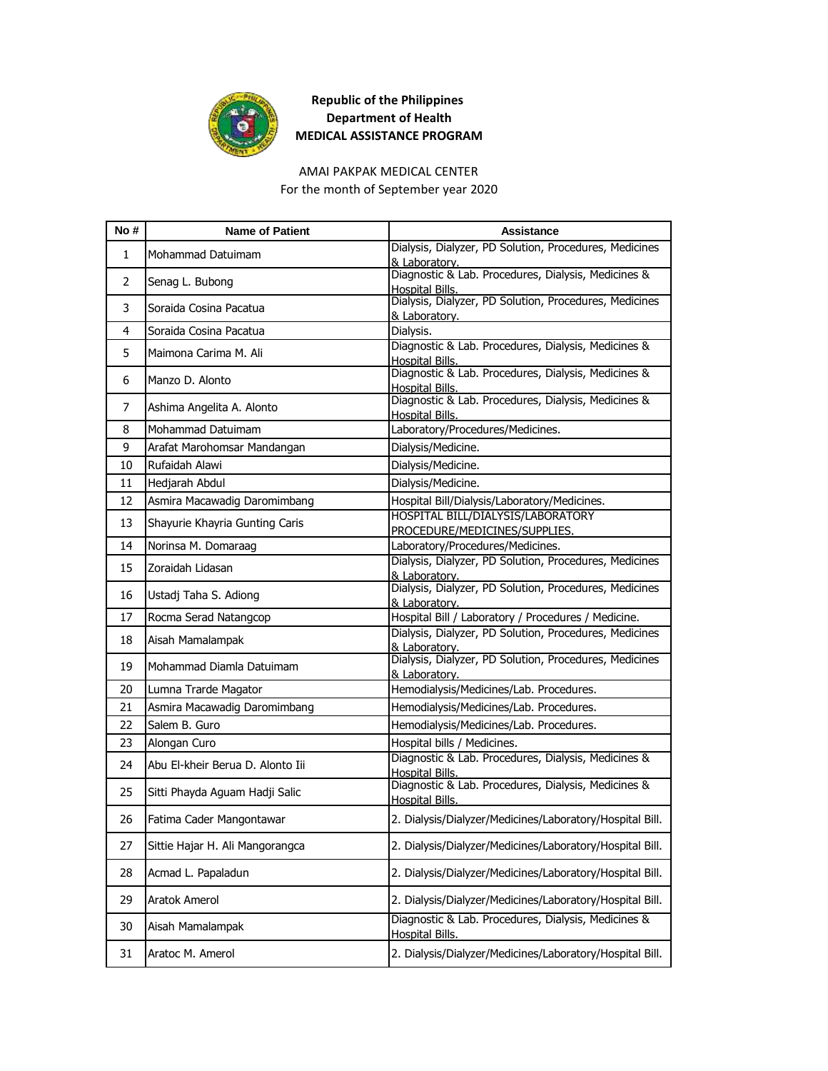**Republic of the Philippines**
**Department of Health**
**MEDICAL ASSISTANCE PROGRAM**

AMAI PAKPAK MEDICAL CENTER
For the month of September year 2020

| No # | Name of Patient | Assistance |
|---|---|---|
| 1 | Mohammad Datuimam | Dialysis, Dialyzer, PD Solution, Procedures, Medicines & Laboratory. |
| 2 | Senag L. Bubong | Diagnostic & Lab. Procedures, Dialysis, Medicines & Hospital Bills. |
| 3 | Soraida Cosina Pacatua | Dialysis, Dialyzer, PD Solution, Procedures, Medicines & Laboratory. |
| 4 | Soraida Cosina Pacatua | Dialysis. |
| 5 | Maimona Carima M. Ali | Diagnostic & Lab. Procedures, Dialysis, Medicines & Hospital Bills. |
| 6 | Manzo D. Alonto | Diagnostic & Lab. Procedures, Dialysis, Medicines & Hospital Bills. |
| 7 | Ashima Angelita A. Alonto | Diagnostic & Lab. Procedures, Dialysis, Medicines & Hospital Bills. |
| 8 | Mohammad Datuimam | Laboratory/Procedures/Medicines. |
| 9 | Arafat Marohomsar Mandangan | Dialysis/Medicine. |
| 10 | Rufaidah Alawi | Dialysis/Medicine. |
| 11 | Hedjarah Abdul | Dialysis/Medicine. |
| 12 | Asmira Macawadig Daromimbang | Hospital Bill/Dialysis/Laboratory/Medicines. |
| 13 | Shayurie Khayria Gunting Caris | HOSPITAL BILL/DIALYSIS/LABORATORY PROCEDURE/MEDICINES/SUPPLIES. |
| 14 | Norinsa M. Domaraag | Laboratory/Procedures/Medicines. |
| 15 | Zoraidah Lidasan | Dialysis, Dialyzer, PD Solution, Procedures, Medicines & Laboratory. |
| 16 | Ustadj Taha S. Adiong | Dialysis, Dialyzer, PD Solution, Procedures, Medicines & Laboratory. |
| 17 | Rocma Serad Natangcop | Hospital Bill / Laboratory / Procedures / Medicine. |
| 18 | Aisah Mamalampak | Dialysis, Dialyzer, PD Solution, Procedures, Medicines & Laboratory. |
| 19 | Mohammad Diamla Datuimam | Dialysis, Dialyzer, PD Solution, Procedures, Medicines & Laboratory. |
| 20 | Lumna Trarde Magator | Hemodialysis/Medicines/Lab. Procedures. |
| 21 | Asmira Macawadig Daromimbang | Hemodialysis/Medicines/Lab. Procedures. |
| 22 | Salem B. Guro | Hemodialysis/Medicines/Lab. Procedures. |
| 23 | Alongan Curo | Hospital bills / Medicines. |
| 24 | Abu El-kheir Berua D. Alonto Iii | Diagnostic & Lab. Procedures, Dialysis, Medicines & Hospital Bills. |
| 25 | Sitti Phayda Aguam Hadji Salic | Diagnostic & Lab. Procedures, Dialysis, Medicines & Hospital Bills. |
| 26 | Fatima Cader Mangontawar | 2. Dialysis/Dialyzer/Medicines/Laboratory/Hospital Bill. |
| 27 | Sittie Hajar H. Ali Mangorangca | 2. Dialysis/Dialyzer/Medicines/Laboratory/Hospital Bill. |
| 28 | Acmad L. Papaladun | 2. Dialysis/Dialyzer/Medicines/Laboratory/Hospital Bill. |
| 29 | Aratok Amerol | 2. Dialysis/Dialyzer/Medicines/Laboratory/Hospital Bill. |
| 30 | Aisah Mamalampak | Diagnostic & Lab. Procedures, Dialysis, Medicines & Hospital Bills. |
| 31 | Aratoc M. Amerol | 2. Dialysis/Dialyzer/Medicines/Laboratory/Hospital Bill. |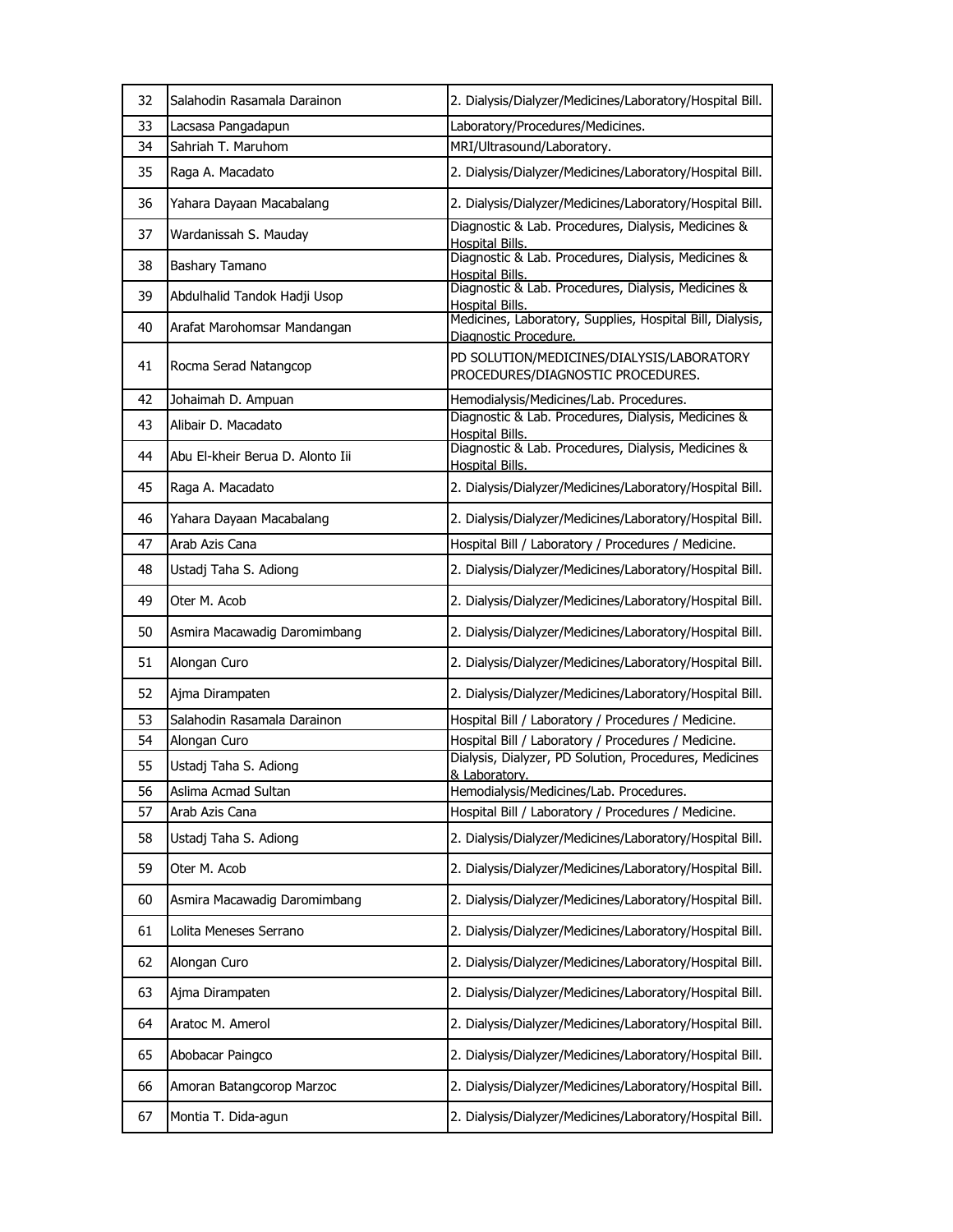| 32 | Salahodin Rasamala Darainon | 2. Dialysis/Dialyzer/Medicines/Laboratory/Hospital Bill. |
|---|---|---|
| 33 | Lacsasa Pangadapun | Laboratory/Procedures/Medicines. |
| 34 | Sahriah T. Maruhom | MRI/Ultrasound/Laboratory. |
| 35 | Raga A. Macadato | 2. Dialysis/Dialyzer/Medicines/Laboratory/Hospital Bill. |
| 36 | Yahara Dayaan Macabalang | 2. Dialysis/Dialyzer/Medicines/Laboratory/Hospital Bill. |
| 37 | Wardanissah S. Mauday | Diagnostic & Lab. Procedures, Dialysis, Medicines & Hospital Bills. |
| 38 | Bashary Tamano | Diagnostic & Lab. Procedures, Dialysis, Medicines & Hospital Bills. |
| 39 | Abdulhalid Tandok Hadji Usop | Diagnostic & Lab. Procedures, Dialysis, Medicines & Hospital Bills. |
| 40 | Arafat Marohomsar Mandangan | Medicines, Laboratory, Supplies, Hospital Bill, Dialysis, Diagnostic Procedure. |
| 41 | Rocma Serad Natangcop | PD SOLUTION/MEDICINES/DIALYSIS/LABORATORY PROCEDURES/DIAGNOSTIC PROCEDURES. |
| 42 | Johaimah D. Ampuan | Hemodialysis/Medicines/Lab. Procedures. |
| 43 | Alibair D. Macadato | Diagnostic & Lab. Procedures, Dialysis, Medicines & Hospital Bills. |
| 44 | Abu El-kheir Berua D. Alonto Iii | Diagnostic & Lab. Procedures, Dialysis, Medicines & Hospital Bills. |
| 45 | Raga A. Macadato | 2. Dialysis/Dialyzer/Medicines/Laboratory/Hospital Bill. |
| 46 | Yahara Dayaan Macabalang | 2. Dialysis/Dialyzer/Medicines/Laboratory/Hospital Bill. |
| 47 | Arab Azis Cana | Hospital Bill / Laboratory / Procedures / Medicine. |
| 48 | Ustadj Taha S. Adiong | 2. Dialysis/Dialyzer/Medicines/Laboratory/Hospital Bill. |
| 49 | Oter M. Acob | 2. Dialysis/Dialyzer/Medicines/Laboratory/Hospital Bill. |
| 50 | Asmira Macawadig Daromimbang | 2. Dialysis/Dialyzer/Medicines/Laboratory/Hospital Bill. |
| 51 | Alongan Curo | 2. Dialysis/Dialyzer/Medicines/Laboratory/Hospital Bill. |
| 52 | Ajma Dirampaten | 2. Dialysis/Dialyzer/Medicines/Laboratory/Hospital Bill. |
| 53 | Salahodin Rasamala Darainon | Hospital Bill / Laboratory / Procedures / Medicine. |
| 54 | Alongan Curo | Hospital Bill / Laboratory / Procedures / Medicine. |
| 55 | Ustadj Taha S. Adiong | Dialysis, Dialyzer, PD Solution, Procedures, Medicines & Laboratory. |
| 56 | Aslima Acmad Sultan | Hemodialysis/Medicines/Lab. Procedures. |
| 57 | Arab Azis Cana | Hospital Bill / Laboratory / Procedures / Medicine. |
| 58 | Ustadj Taha S. Adiong | 2. Dialysis/Dialyzer/Medicines/Laboratory/Hospital Bill. |
| 59 | Oter M. Acob | 2. Dialysis/Dialyzer/Medicines/Laboratory/Hospital Bill. |
| 60 | Asmira Macawadig Daromimbang | 2. Dialysis/Dialyzer/Medicines/Laboratory/Hospital Bill. |
| 61 | Lolita Meneses Serrano | 2. Dialysis/Dialyzer/Medicines/Laboratory/Hospital Bill. |
| 62 | Alongan Curo | 2. Dialysis/Dialyzer/Medicines/Laboratory/Hospital Bill. |
| 63 | Ajma Dirampaten | 2. Dialysis/Dialyzer/Medicines/Laboratory/Hospital Bill. |
| 64 | Aratoc M. Amerol | 2. Dialysis/Dialyzer/Medicines/Laboratory/Hospital Bill. |
| 65 | Abobacar Paingco | 2. Dialysis/Dialyzer/Medicines/Laboratory/Hospital Bill. |
| 66 | Amoran Batangcorop Marzoc | 2. Dialysis/Dialyzer/Medicines/Laboratory/Hospital Bill. |
| 67 | Montia T. Dida-agun | 2. Dialysis/Dialyzer/Medicines/Laboratory/Hospital Bill. |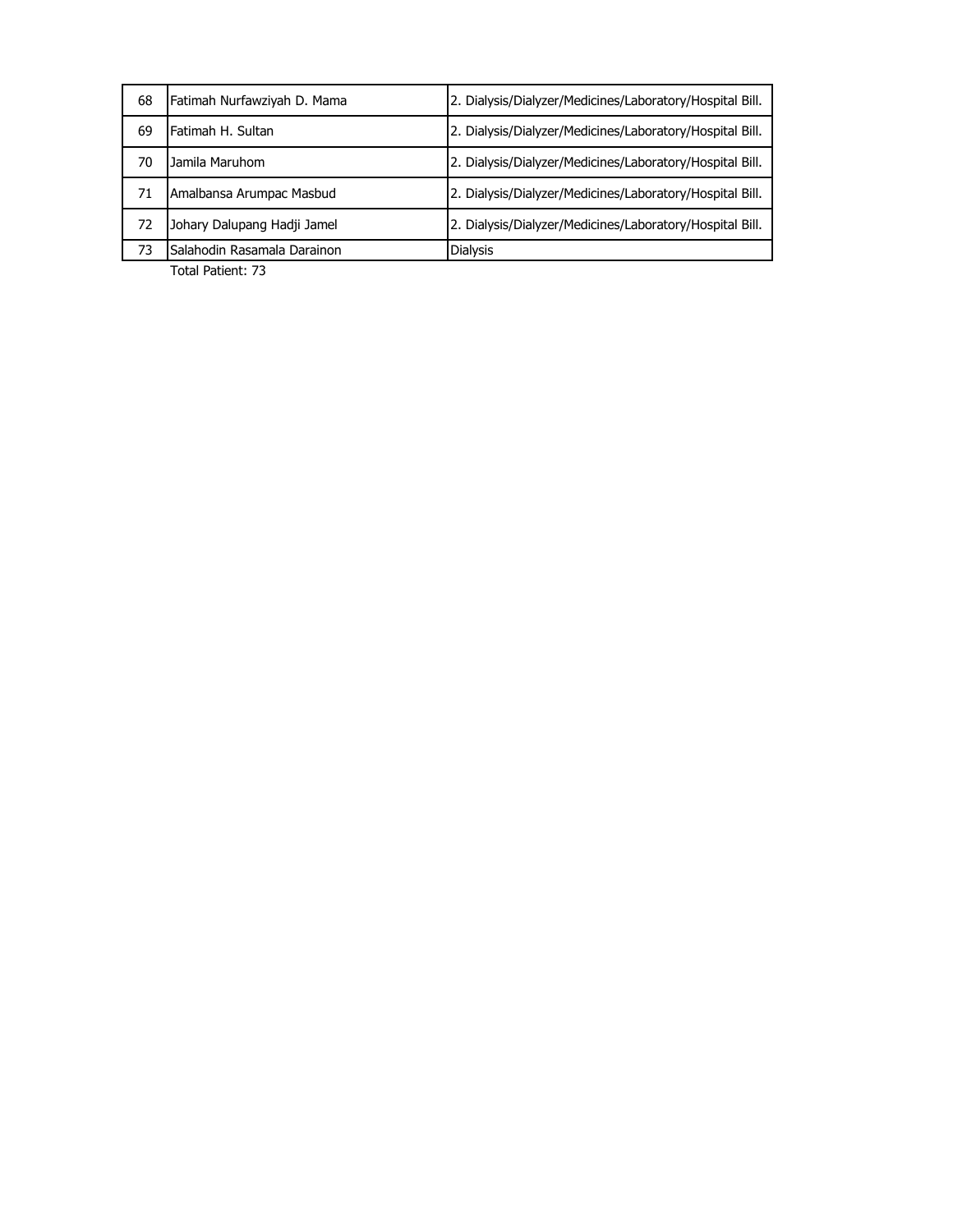| 68 | Fatimah Nurfawziyah D. Mama | 2. Dialysis/Dialyzer/Medicines/Laboratory/Hospital Bill. |
|---|---|---|
| 69 | Fatimah H. Sultan | 2. Dialysis/Dialyzer/Medicines/Laboratory/Hospital Bill. |
| 70 | Jamila Maruhom | 2. Dialysis/Dialyzer/Medicines/Laboratory/Hospital Bill. |
| 71 | Amalbansa Arumpac Masbud | 2. Dialysis/Dialyzer/Medicines/Laboratory/Hospital Bill. |
| 72 | Johary Dalupang Hadji Jamel | 2. Dialysis/Dialyzer/Medicines/Laboratory/Hospital Bill. |
| 73 | Salahodin Rasamala Darainon | Dialysis |

Total Patient: 73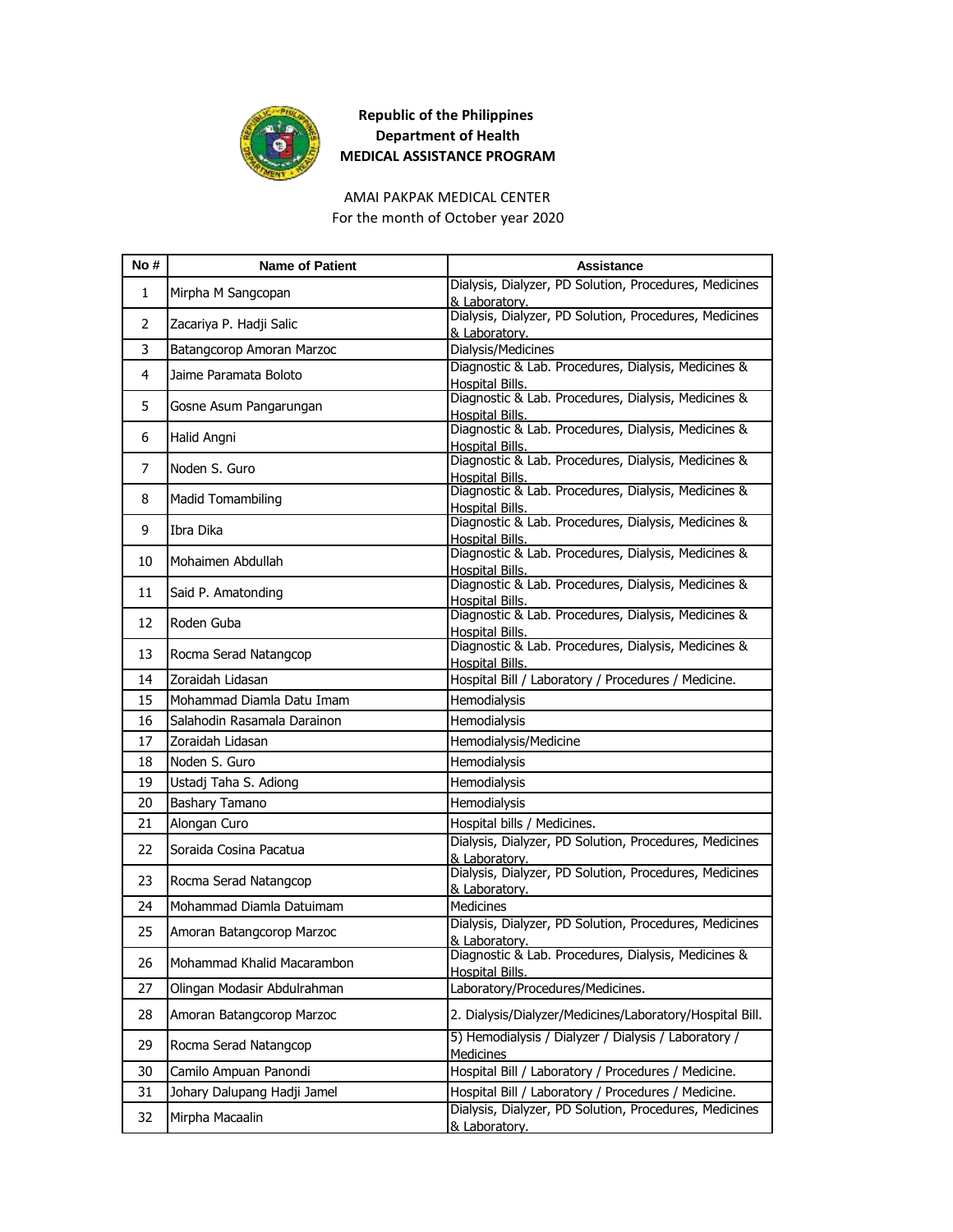**Republic of the Philippines**
**Department of Health**
**MEDICAL ASSISTANCE PROGRAM**

AMAI PAKPAK MEDICAL CENTER
For the month of October year 2020

| No # | Name of Patient | Assistance |
|---|---|---|
| 1 | Mirpha M Sangcopan | Dialysis, Dialyzer, PD Solution, Procedures, Medicines & Laboratory. |
| 2 | Zacariya P. Hadji Salic | Dialysis, Dialyzer, PD Solution, Procedures, Medicines & Laboratory. |
| 3 | Batangcorop Amoran Marzoc | Dialysis/Medicines |
| 4 | Jaime Paramata Boloto | Diagnostic & Lab. Procedures, Dialysis, Medicines & Hospital Bills. |
| 5 | Gosne Asum Pangarungan | Diagnostic & Lab. Procedures, Dialysis, Medicines & Hospital Bills. |
| 6 | Halid Angni | Diagnostic & Lab. Procedures, Dialysis, Medicines & Hospital Bills. |
| 7 | Noden S. Guro | Diagnostic & Lab. Procedures, Dialysis, Medicines & Hospital Bills. |
| 8 | Madid Tomambiling | Diagnostic & Lab. Procedures, Dialysis, Medicines & Hospital Bills. |
| 9 | Ibra Dika | Diagnostic & Lab. Procedures, Dialysis, Medicines & Hospital Bills. |
| 10 | Mohaimen Abdullah | Diagnostic & Lab. Procedures, Dialysis, Medicines & Hospital Bills. |
| 11 | Said P. Amatonding | Diagnostic & Lab. Procedures, Dialysis, Medicines & Hospital Bills. |
| 12 | Roden Guba | Diagnostic & Lab. Procedures, Dialysis, Medicines & Hospital Bills. |
| 13 | Rocma Serad Natangcop | Diagnostic & Lab. Procedures, Dialysis, Medicines & Hospital Bills. |
| 14 | Zoraidah Lidasan | Hospital Bill / Laboratory / Procedures / Medicine. |
| 15 | Mohammad Diamla Datu Imam | Hemodialysis |
| 16 | Salahodin Rasamala Darainon | Hemodialysis |
| 17 | Zoraidah Lidasan | Hemodialysis/Medicine |
| 18 | Noden S. Guro | Hemodialysis |
| 19 | Ustadj Taha S. Adiong | Hemodialysis |
| 20 | Bashary Tamano | Hemodialysis |
| 21 | Alongan Curo | Hospital bills / Medicines. |
| 22 | Soraida Cosina Pacatua | Dialysis, Dialyzer, PD Solution, Procedures, Medicines & Laboratory. |
| 23 | Rocma Serad Natangcop | Dialysis, Dialyzer, PD Solution, Procedures, Medicines & Laboratory. |
| 24 | Mohammad Diamla Datuimam | Medicines |
| 25 | Amoran Batangcorop Marzoc | Dialysis, Dialyzer, PD Solution, Procedures, Medicines & Laboratory. |
| 26 | Mohammad Khalid Macarambon | Diagnostic & Lab. Procedures, Dialysis, Medicines & Hospital Bills. |
| 27 | Olingan Modasir Abdulrahman | Laboratory/Procedures/Medicines. |
| 28 | Amoran Batangcorop Marzoc | 2. Dialysis/Dialyzer/Medicines/Laboratory/Hospital Bill. |
| 29 | Rocma Serad Natangcop | 5) Hemodialysis / Dialyzer / Dialysis / Laboratory / Medicines |
| 30 | Camilo Ampuan Panondi | Hospital Bill / Laboratory / Procedures / Medicine. |
| 31 | Johary Dalupang Hadji Jamel | Hospital Bill / Laboratory / Procedures / Medicine. |
| 32 | Mirpha Macaalin | Dialysis, Dialyzer, PD Solution, Procedures, Medicines & Laboratory. |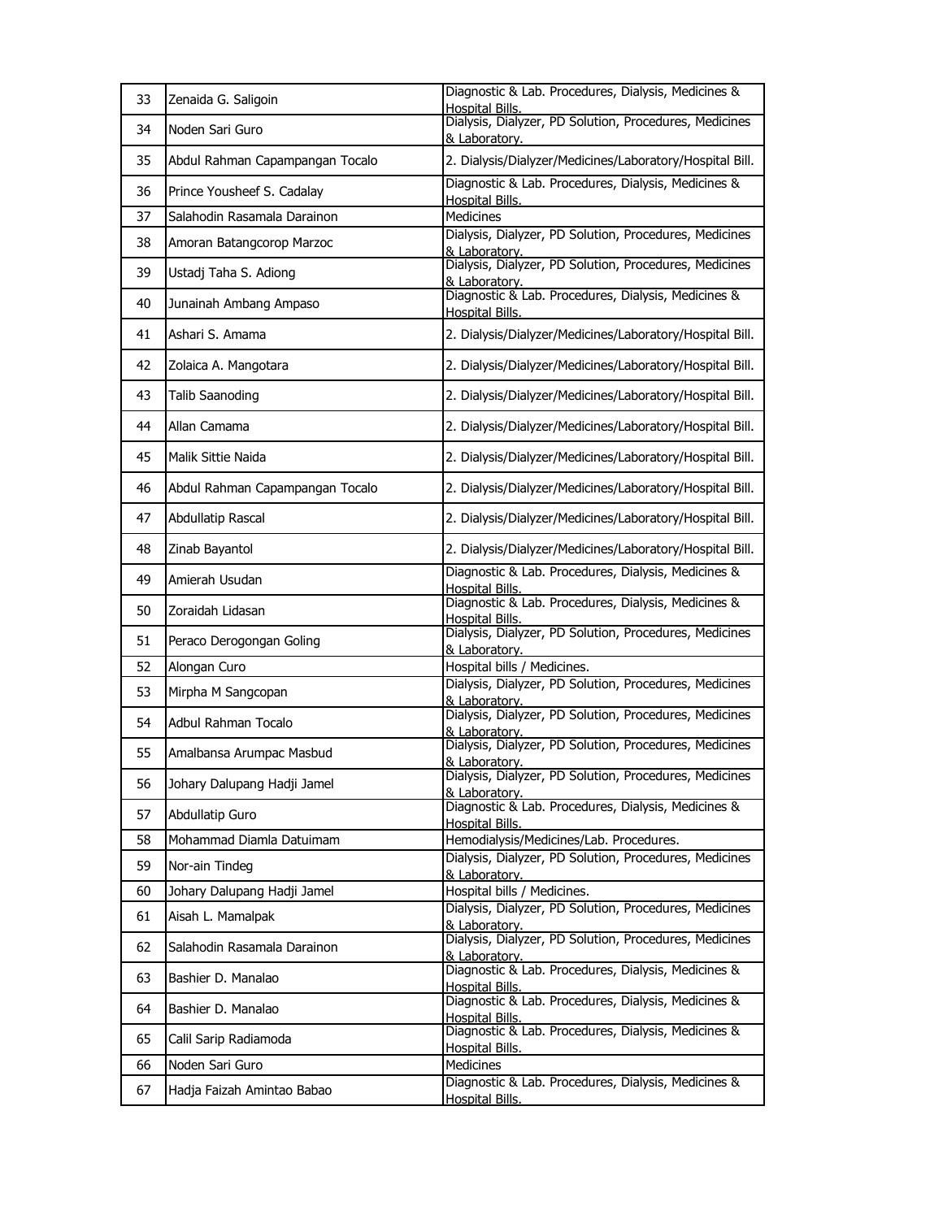| 33 | Zenaida G. Saligoin | Diagnostic & Lab. Procedures, Dialysis, Medicines & Hospital Bills. |
|---|---|---|
| 34 | Noden Sari Guro | Dialysis, Dialyzer, PD Solution, Procedures, Medicines & Laboratory. |
| 35 | Abdul Rahman Capampangan Tocalo | 2. Dialysis/Dialyzer/Medicines/Laboratory/Hospital Bill. |
| 36 | Prince Yousheef S. Cadalay | Diagnostic & Lab. Procedures, Dialysis, Medicines & Hospital Bills. |
| 37 | Salahodin Rasamala Darainon | Medicines |
| 38 | Amoran Batangcorop Marzoc | Dialysis, Dialyzer, PD Solution, Procedures, Medicines & Laboratory. |
| 39 | Ustadj Taha S. Adiong | Dialysis, Dialyzer, PD Solution, Procedures, Medicines & Laboratory. |
| 40 | Junainah Ambang Ampaso | Diagnostic & Lab. Procedures, Dialysis, Medicines & Hospital Bills. |
| 41 | Ashari S. Amama | 2. Dialysis/Dialyzer/Medicines/Laboratory/Hospital Bill. |
| 42 | Zolaica A. Mangotara | 2. Dialysis/Dialyzer/Medicines/Laboratory/Hospital Bill. |
| 43 | Talib Saanoding | 2. Dialysis/Dialyzer/Medicines/Laboratory/Hospital Bill. |
| 44 | Allan Camama | 2. Dialysis/Dialyzer/Medicines/Laboratory/Hospital Bill. |
| 45 | Malik Sittie Naida | 2. Dialysis/Dialyzer/Medicines/Laboratory/Hospital Bill. |
| 46 | Abdul Rahman Capampangan Tocalo | 2. Dialysis/Dialyzer/Medicines/Laboratory/Hospital Bill. |
| 47 | Abdullatip Rascal | 2. Dialysis/Dialyzer/Medicines/Laboratory/Hospital Bill. |
| 48 | Zinab Bayantol | 2. Dialysis/Dialyzer/Medicines/Laboratory/Hospital Bill. |
| 49 | Amierah Usudan | Diagnostic & Lab. Procedures, Dialysis, Medicines & Hospital Bills. |
| 50 | Zoraidah Lidasan | Diagnostic & Lab. Procedures, Dialysis, Medicines & Hospital Bills. |
| 51 | Peraco Derogongan Goling | Dialysis, Dialyzer, PD Solution, Procedures, Medicines & Laboratory. |
| 52 | Alongan Curo | Hospital bills / Medicines. |
| 53 | Mirpha M Sangcopan | Dialysis, Dialyzer, PD Solution, Procedures, Medicines & Laboratory. |
| 54 | Adbul Rahman Tocalo | Dialysis, Dialyzer, PD Solution, Procedures, Medicines & Laboratory. |
| 55 | Amalbansa Arumpac Masbud | Dialysis, Dialyzer, PD Solution, Procedures, Medicines & Laboratory. |
| 56 | Johary Dalupang Hadji Jamel | Dialysis, Dialyzer, PD Solution, Procedures, Medicines & Laboratory. |
| 57 | Abdullatip Guro | Diagnostic & Lab. Procedures, Dialysis, Medicines & Hospital Bills. |
| 58 | Mohammad Diamla Datuimam | Hemodialysis/Medicines/Lab. Procedures. |
| 59 | Nor-ain Tindeg | Dialysis, Dialyzer, PD Solution, Procedures, Medicines & Laboratory. |
| 60 | Johary Dalupang Hadji Jamel | Hospital bills / Medicines. |
| 61 | Aisah L. Mamalpak | Dialysis, Dialyzer, PD Solution, Procedures, Medicines & Laboratory. |
| 62 | Salahodin Rasamala Darainon | Dialysis, Dialyzer, PD Solution, Procedures, Medicines & Laboratory. |
| 63 | Bashier D. Manalao | Diagnostic & Lab. Procedures, Dialysis, Medicines & Hospital Bills. |
| 64 | Bashier D. Manalao | Diagnostic & Lab. Procedures, Dialysis, Medicines & Hospital Bills. |
| 65 | Calil Sarip Radiamoda | Diagnostic & Lab. Procedures, Dialysis, Medicines & Hospital Bills. |
| 66 | Noden Sari Guro | Medicines |
| 67 | Hadja Faizah Amintao Babao | Diagnostic & Lab. Procedures, Dialysis, Medicines & Hospital Bills. |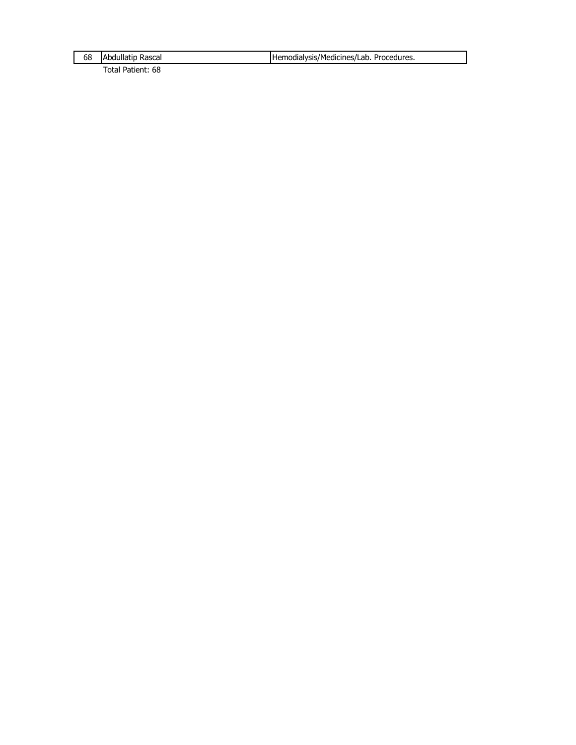| | | |
|---|---|---|
| 68 | Abdullatip Rascal | Hemodialysis/Medicines/Lab. Procedures. |

Total Patient: 68